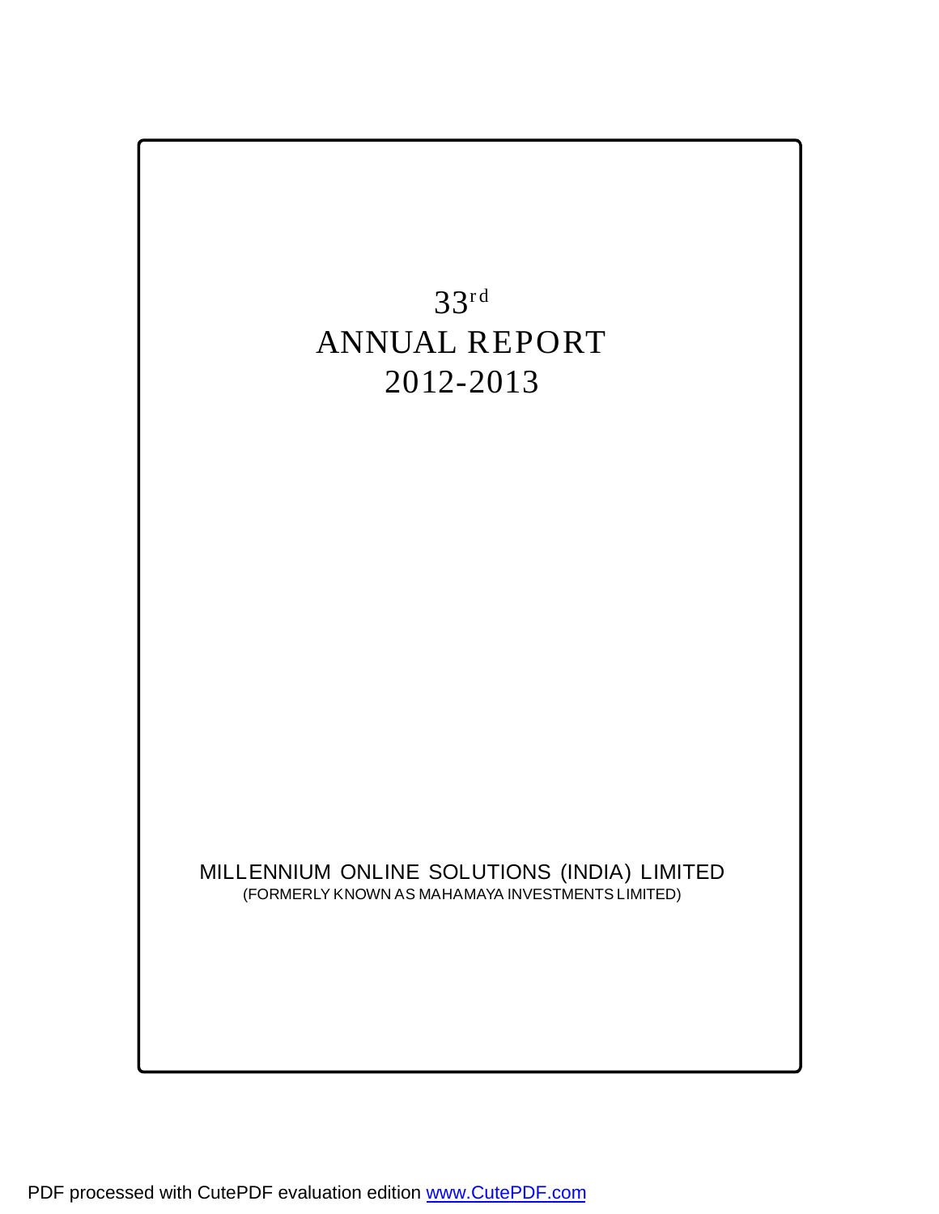# 33rd ANNUAL REPORT 2012-2013

MILLENNIUM ONLINE SOLUTIONS (INDIA) LIMITED

(FORMERLY KNOWN AS MAHAMAYA INVESTMENTS LIMITED)

PDF processed with CutePDF evaluation edition www.CutePDF.com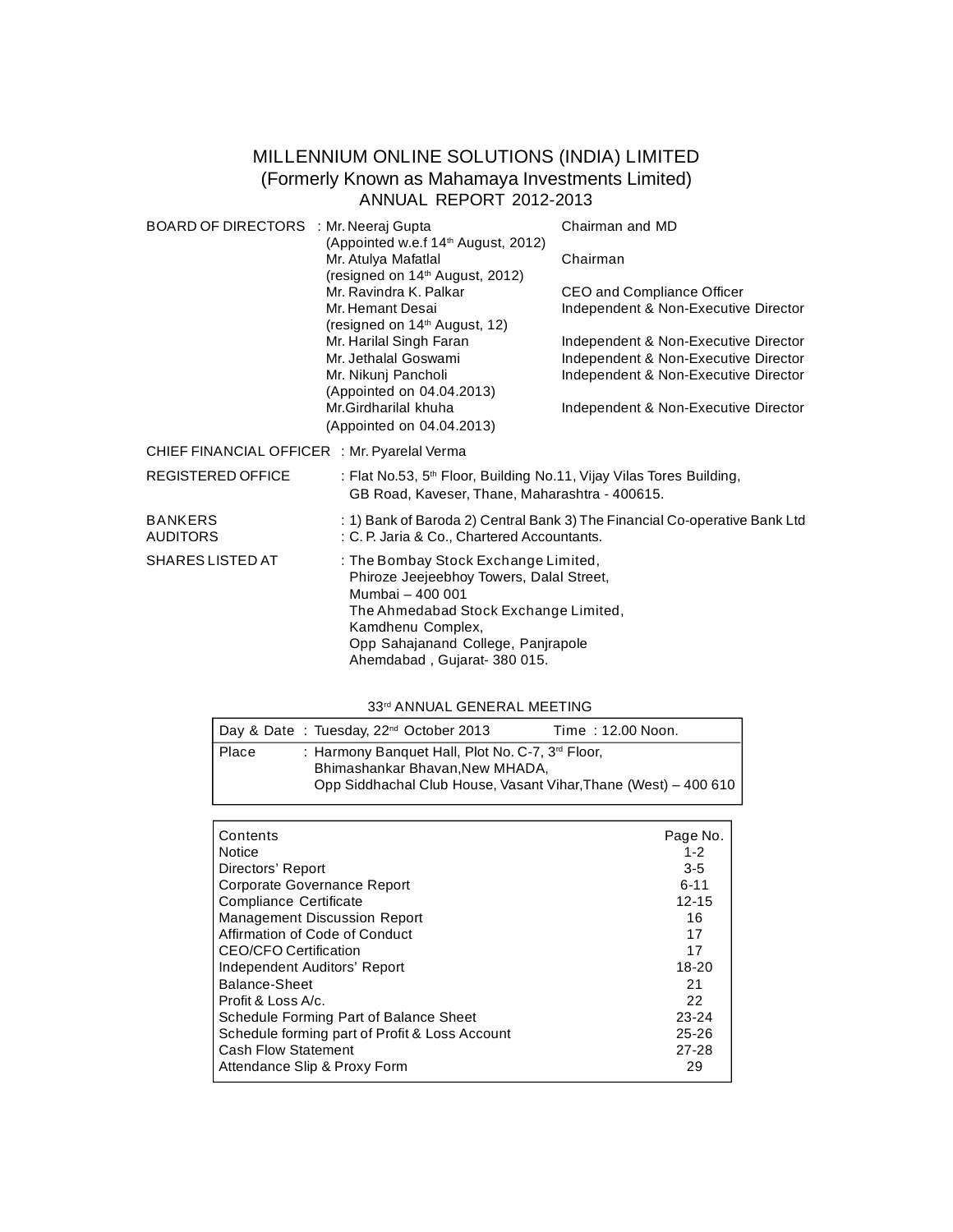# MILLENNIUM ONLINE SOLUTIONS (INDIA) LIMITED

## (Formerly Known as Mahamaya Investments Limited)

## ANNUAL REPORT 2012-2013

| | | |
|---|---|---|
| BOARD OF DIRECTORS | : Mr. Neeraj Gupta (Appointed w.e.f 14th August, 2012) | Chairman and MD |
| | Mr. Atulya Mafatlal (resigned on 14th August, 2012) | Chairman |
| | Mr. Ravindra K. Palkar | CEO and Compliance Officer |
| | Mr. Hemant Desai (resigned on 14th August, 12) | Independent & Non-Executive Director |
| | Mr. Harilal Singh Faran | Independent & Non-Executive Director |
| | Mr. Jethalal Goswami | Independent & Non-Executive Director |
| | Mr. Nikunj Pancholi (Appointed on 04.04.2013) | Independent & Non-Executive Director |
| | Mr.Girdharilal khuha (Appointed on 04.04.2013) | Independent & Non-Executive Director |

CHIEF FINANCIAL OFFICER : Mr. Pyarelal Verma

REGISTERED OFFICE : Flat No.53, 5th Floor, Building No.11, Vijay Vilas Tores Building, GB Road, Kaveser, Thane, Maharashtra - 400615.

BANKERS : 1) Bank of Baroda 2) Central Bank 3) The Financial Co-operative Bank Ltd

AUDITORS : C. P. Jaria & Co., Chartered Accountants.

SHARES LISTED AT : The Bombay Stock Exchange Limited,
Phiroze Jeejeebhoy Towers, Dalal Street,
Mumbai – 400 001
The Ahmedabad Stock Exchange Limited,
Kamdhenu Complex,
Opp Sahajanand College, Panjrapole
Ahemdabad , Gujarat- 380 015.

### 33rd ANNUAL GENERAL MEETING

| | | |
|---|---|---|
| Day & Date | : Tuesday, 22nd October 2013 | Time : 12.00 Noon. |
| Place | : Harmony Banquet Hall, Plot No. C-7, 3rd Floor, Bhimashankar Bhavan,New MHADA, Opp Siddhachal Club House, Vasant Vihar,Thane (West) – 400 610 | |

| Contents | Page No. |
|---|---|
| Notice | 1-2 |
| Directors' Report | 3-5 |
| Corporate Governance Report | 6-11 |
| Compliance Certificate | 12-15 |
| Management Discussion Report | 16 |
| Affirmation of Code of Conduct | 17 |
| CEO/CFO Certification | 17 |
| Independent Auditors' Report | 18-20 |
| Balance-Sheet | 21 |
| Profit & Loss A/c. | 22 |
| Schedule Forming Part of Balance Sheet | 23-24 |
| Schedule forming part of Profit & Loss Account | 25-26 |
| Cash Flow Statement | 27-28 |
| Attendance Slip & Proxy Form | 29 |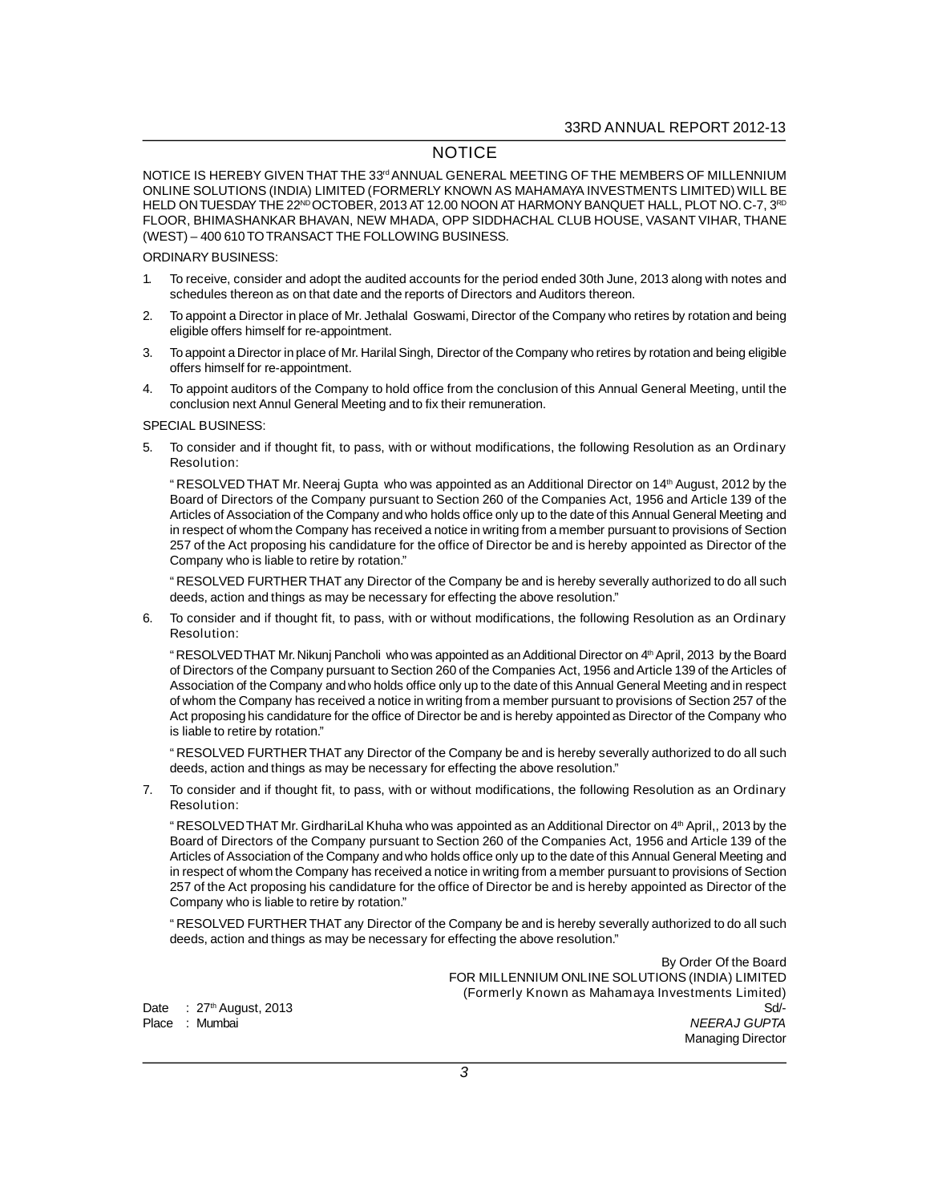# NOTICE

NOTICE IS HEREBY GIVEN THAT THE 33rd ANNUAL GENERAL MEETING OF THE MEMBERS OF MILLENNIUM ONLINE SOLUTIONS (INDIA) LIMITED (FORMERLY KNOWN AS MAHAMAYA INVESTMENTS LIMITED) WILL BE HELD ON TUESDAY THE 22ND OCTOBER, 2013 AT 12.00 NOON AT HARMONY BANQUET HALL, PLOT NO. C-7, 3RD FLOOR, BHIMASHANKAR BHAVAN, NEW MHADA, OPP SIDDHACHAL CLUB HOUSE, VASANT VIHAR, THANE (WEST) – 400 610 TO TRANSACT THE FOLLOWING BUSINESS.

ORDINARY BUSINESS:

1. To receive, consider and adopt the audited accounts for the period ended 30th June, 2013 along with notes and schedules thereon as on that date and the reports of Directors and Auditors thereon.

2. To appoint a Director in place of Mr. Jethalal Goswami, Director of the Company who retires by rotation and being eligible offers himself for re-appointment.

3. To appoint a Director in place of Mr. Harilal Singh, Director of the Company who retires by rotation and being eligible offers himself for re-appointment.

4. To appoint auditors of the Company to hold office from the conclusion of this Annual General Meeting, until the conclusion next Annul General Meeting and to fix their remuneration.

SPECIAL BUSINESS:

5. To consider and if thought fit, to pass, with or without modifications, the following Resolution as an Ordinary Resolution:

   " RESOLVED THAT Mr. Neeraj Gupta who was appointed as an Additional Director on 14th August, 2012 by the Board of Directors of the Company pursuant to Section 260 of the Companies Act, 1956 and Article 139 of the Articles of Association of the Company and who holds office only up to the date of this Annual General Meeting and in respect of whom the Company has received a notice in writing from a member pursuant to provisions of Section 257 of the Act proposing his candidature for the office of Director be and is hereby appointed as Director of the Company who is liable to retire by rotation."

   " RESOLVED FURTHER THAT any Director of the Company be and is hereby severally authorized to do all such deeds, action and things as may be necessary for effecting the above resolution."

6. To consider and if thought fit, to pass, with or without modifications, the following Resolution as an Ordinary Resolution:

   " RESOLVED THAT Mr. Nikunj Pancholi who was appointed as an Additional Director on 4th April, 2013 by the Board of Directors of the Company pursuant to Section 260 of the Companies Act, 1956 and Article 139 of the Articles of Association of the Company and who holds office only up to the date of this Annual General Meeting and in respect of whom the Company has received a notice in writing from a member pursuant to provisions of Section 257 of the Act proposing his candidature for the office of Director be and is hereby appointed as Director of the Company who is liable to retire by rotation."

   " RESOLVED FURTHER THAT any Director of the Company be and is hereby severally authorized to do all such deeds, action and things as may be necessary for effecting the above resolution."

7. To consider and if thought fit, to pass, with or without modifications, the following Resolution as an Ordinary Resolution:

   " RESOLVED THAT Mr. GirdhariLal Khuha who was appointed as an Additional Director on 4th April,, 2013 by the Board of Directors of the Company pursuant to Section 260 of the Companies Act, 1956 and Article 139 of the Articles of Association of the Company and who holds office only up to the date of this Annual General Meeting and in respect of whom the Company has received a notice in writing from a member pursuant to provisions of Section 257 of the Act proposing his candidature for the office of Director be and is hereby appointed as Director of the Company who is liable to retire by rotation."

   " RESOLVED FURTHER THAT any Director of the Company be and is hereby severally authorized to do all such deeds, action and things as may be necessary for effecting the above resolution."

By Order Of the Board
FOR MILLENNIUM ONLINE SOLUTIONS (INDIA) LIMITED
(Formerly Known as Mahamaya Investments Limited)
Sd/-
*NEERAJ GUPTA*
Managing Director

Date : 27th August, 2013
Place : Mumbai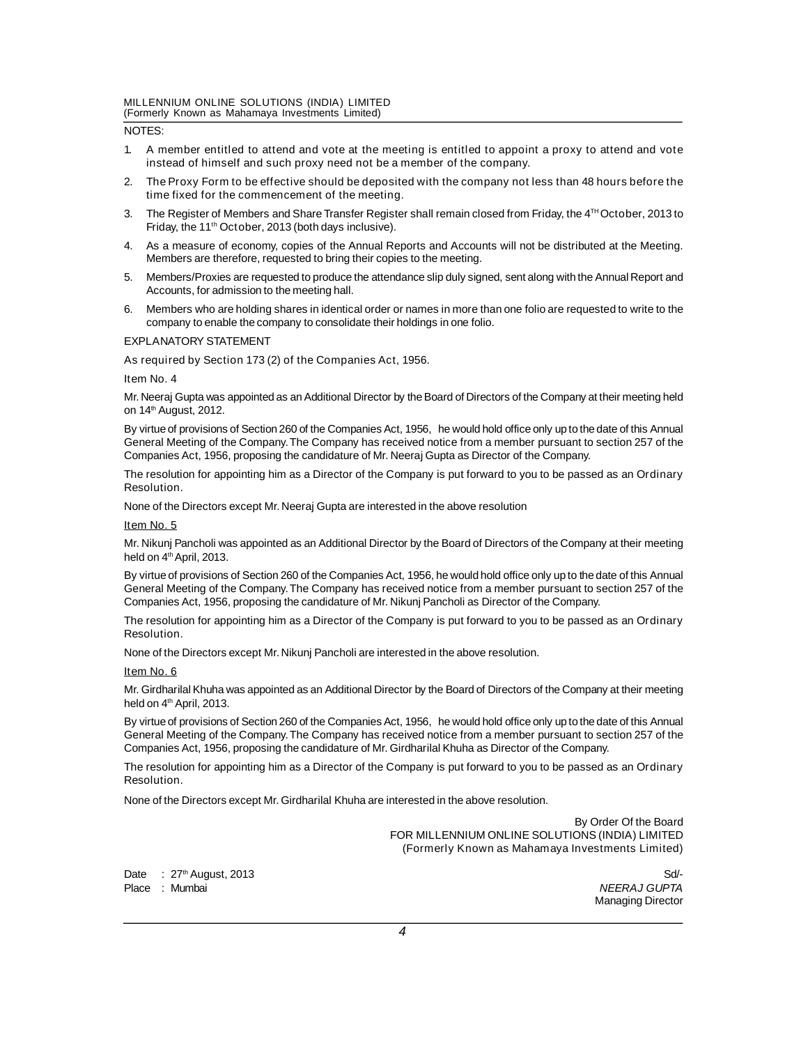NOTES:

1. A member entitled to attend and vote at the meeting is entitled to appoint a proxy to attend and vote instead of himself and such proxy need not be a member of the company.
2. The Proxy Form to be effective should be deposited with the company not less than 48 hours before the time fixed for the commencement of the meeting.
3. The Register of Members and Share Transfer Register shall remain closed from Friday, the 4TH October, 2013 to Friday, the 11th October, 2013 (both days inclusive).
4. As a measure of economy, copies of the Annual Reports and Accounts will not be distributed at the Meeting. Members are therefore, requested to bring their copies to the meeting.
5. Members/Proxies are requested to produce the attendance slip duly signed, sent along with the Annual Report and Accounts, for admission to the meeting hall.
6. Members who are holding shares in identical order or names in more than one folio are requested to write to the company to enable the company to consolidate their holdings in one folio.

EXPLANATORY STATEMENT

As required by Section 173 (2) of the Companies Act, 1956.

Item No. 4

Mr. Neeraj Gupta was appointed as an Additional Director by the Board of Directors of the Company at their meeting held on 14th August, 2012.

By virtue of provisions of Section 260 of the Companies Act, 1956, he would hold office only up to the date of this Annual General Meeting of the Company. The Company has received notice from a member pursuant to section 257 of the Companies Act, 1956, proposing the candidature of Mr. Neeraj Gupta as Director of the Company.

The resolution for appointing him as a Director of the Company is put forward to you to be passed as an Ordinary Resolution.

None of the Directors except Mr. Neeraj Gupta are interested in the above resolution

Item No. 5

Mr. Nikunj Pancholi was appointed as an Additional Director by the Board of Directors of the Company at their meeting held on 4th April, 2013.

By virtue of provisions of Section 260 of the Companies Act, 1956, he would hold office only up to the date of this Annual General Meeting of the Company. The Company has received notice from a member pursuant to section 257 of the Companies Act, 1956, proposing the candidature of Mr. Nikunj Pancholi as Director of the Company.

The resolution for appointing him as a Director of the Company is put forward to you to be passed as an Ordinary Resolution.

None of the Directors except Mr. Nikunj Pancholi are interested in the above resolution.

Item No. 6

Mr. Girdharilal Khuha was appointed as an Additional Director by the Board of Directors of the Company at their meeting held on 4th April, 2013.

By virtue of provisions of Section 260 of the Companies Act, 1956, he would hold office only up to the date of this Annual General Meeting of the Company. The Company has received notice from a member pursuant to section 257 of the Companies Act, 1956, proposing the candidature of Mr. Girdharilal Khuha as Director of the Company.

The resolution for appointing him as a Director of the Company is put forward to you to be passed as an Ordinary Resolution.

None of the Directors except Mr. Girdharilal Khuha are interested in the above resolution.

By Order Of the Board
FOR MILLENNIUM ONLINE SOLUTIONS (INDIA) LIMITED
(Formerly Known as Mahamaya Investments Limited)

Date : 27th August, 2013
Place : Mumbai

Sd/-
*NEERAJ GUPTA*
Managing Director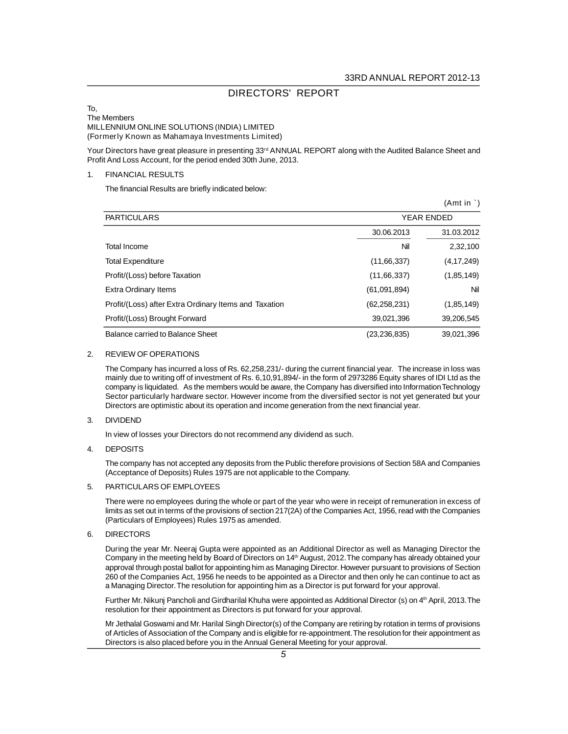## DIRECTORS' REPORT

To,
The Members
MILLENNIUM ONLINE SOLUTIONS (INDIA) LIMITED
(Formerly Known as Mahamaya Investments Limited)

Your Directors have great pleasure in presenting 33rd ANNUAL REPORT along with the Audited Balance Sheet and Profit And Loss Account, for the period ended 30th June, 2013.

1. FINANCIAL RESULTS

   The financial Results are briefly indicated below:

(Amt in `)

| PARTICULARS | YEAR ENDED | |
|---|---|---|
| | 30.06.2013 | 31.03.2012 |
| Total Income | Nil | 2,32,100 |
| Total Expenditure | (11,66,337) | (4,17,249) |
| Profit/(Loss) before Taxation | (11,66,337) | (1,85,149) |
| Extra Ordinary Items | (61,091,894) | Nil |
| Profit/(Loss) after Extra Ordinary Items and Taxation | (62,258,231) | (1,85,149) |
| Profit/(Loss) Brought Forward | 39,021,396 | 39,206,545 |
| Balance carried to Balance Sheet | (23,236,835) | 39,021,396 |

2. REVIEW OF OPERATIONS

   The Company has incurred a loss of Rs. 62,258,231/- during the current financial year. The increase in loss was mainly due to writing off of investment of Rs. 6,10,91,894/- in the form of 2973286 Equity shares of IDI Ltd as the company is liquidated. As the members would be aware, the Company has diversified into Information Technology Sector particularly hardware sector. However income from the diversified sector is not yet generated but your Directors are optimistic about its operation and income generation from the next financial year.

3. DIVIDEND

   In view of losses your Directors do not recommend any dividend as such.

4. DEPOSITS

   The company has not accepted any deposits from the Public therefore provisions of Section 58A and Companies (Acceptance of Deposits) Rules 1975 are not applicable to the Company.

5. PARTICULARS OF EMPLOYEES

   There were no employees during the whole or part of the year who were in receipt of remuneration in excess of limits as set out in terms of the provisions of section 217(2A) of the Companies Act, 1956, read with the Companies (Particulars of Employees) Rules 1975 as amended.

6. DIRECTORS

   During the year Mr. Neeraj Gupta were appointed as an Additional Director as well as Managing Director the Company in the meeting held by Board of Directors on 14th August, 2012. The company has already obtained your approval through postal ballot for appointing him as Managing Director. However pursuant to provisions of Section 260 of the Companies Act, 1956 he needs to be appointed as a Director and then only he can continue to act as a Managing Director. The resolution for appointing him as a Director is put forward for your approval.

   Further Mr. Nikunj Pancholi and Girdharilal Khuha were appointed as Additional Director (s) on 4th April, 2013. The resolution for their appointment as Directors is put forward for your approval.

   Mr Jethalal Goswami and Mr. Harilal Singh Director(s) of the Company are retiring by rotation in terms of provisions of Articles of Association of the Company and is eligible for re-appointment. The resolution for their appointment as Directors is also placed before you in the Annual General Meeting for your approval.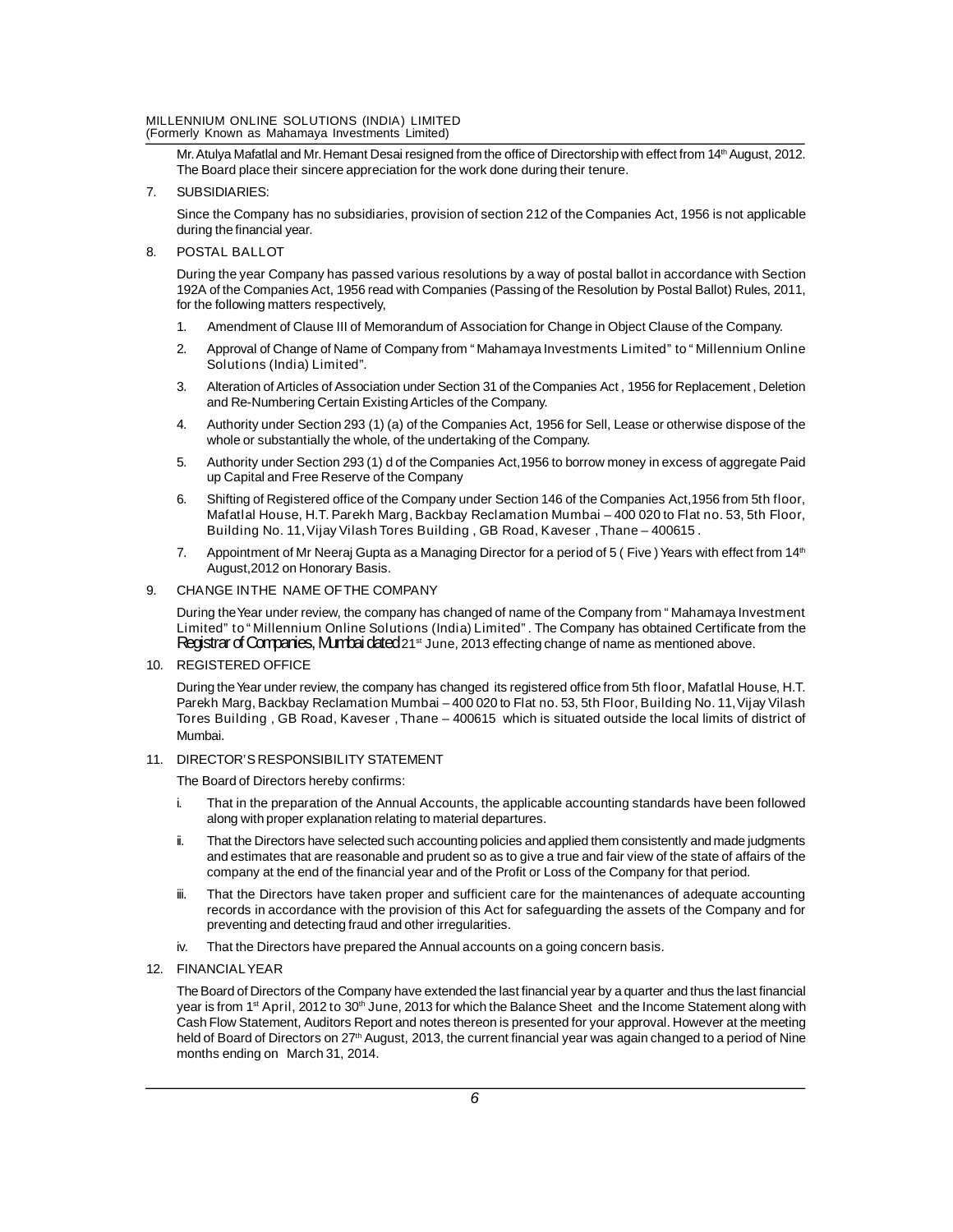Mr. Atulya Mafatlal and Mr. Hemant Desai resigned from the office of Directorship with effect from 14th August, 2012. The Board place their sincere appreciation for the work done during their tenure.

7. SUBSIDIARIES:

Since the Company has no subsidiaries, provision of section 212 of the Companies Act, 1956 is not applicable during the financial year.

8. POSTAL BALLOT

During the year Company has passed various resolutions by a way of postal ballot in accordance with Section 192A of the Companies Act, 1956 read with Companies (Passing of the Resolution by Postal Ballot) Rules, 2011, for the following matters respectively,

1. Amendment of Clause III of Memorandum of Association for Change in Object Clause of the Company.
2. Approval of Change of Name of Company from " Mahamaya Investments Limited" to " Millennium Online Solutions (India) Limited".
3. Alteration of Articles of Association under Section 31 of the Companies Act , 1956 for Replacement , Deletion and Re-Numbering Certain Existing Articles of the Company.
4. Authority under Section 293 (1) (a) of the Companies Act, 1956 for Sell, Lease or otherwise dispose of the whole or substantially the whole, of the undertaking of the Company.
5. Authority under Section 293 (1) d of the Companies Act,1956 to borrow money in excess of aggregate Paid up Capital and Free Reserve of the Company
6. Shifting of Registered office of the Company under Section 146 of the Companies Act,1956 from 5th floor, Mafatlal House, H.T. Parekh Marg, Backbay Reclamation Mumbai – 400 020 to Flat no. 53, 5th Floor, Building No. 11, Vijay Vilash Tores Building , GB Road, Kaveser , Thane – 400615 .
7. Appointment of Mr Neeraj Gupta as a Managing Director for a period of 5 ( Five ) Years with effect from 14th August,2012 on Honorary Basis.

9. CHANGE IN THE NAME OF THE COMPANY

During the Year under review, the company has changed of name of the Company from " Mahamaya Investment Limited" to " Millennium Online Solutions (India) Limited" . The Company has obtained Certificate from the Registrar of Companies, Mumbai dated 21st June, 2013 effecting change of name as mentioned above.

10. REGISTERED OFFICE

During the Year under review, the company has changed its registered office from 5th floor, Mafatlal House, H.T. Parekh Marg, Backbay Reclamation Mumbai – 400 020 to Flat no. 53, 5th Floor, Building No. 11, Vijay Vilash Tores Building , GB Road, Kaveser , Thane – 400615 which is situated outside the local limits of district of Mumbai.

11. DIRECTOR'S RESPONSIBILITY STATEMENT

The Board of Directors hereby confirms:

i. That in the preparation of the Annual Accounts, the applicable accounting standards have been followed along with proper explanation relating to material departures.
ii. That the Directors have selected such accounting policies and applied them consistently and made judgments and estimates that are reasonable and prudent so as to give a true and fair view of the state of affairs of the company at the end of the financial year and of the Profit or Loss of the Company for that period.
iii. That the Directors have taken proper and sufficient care for the maintenances of adequate accounting records in accordance with the provision of this Act for safeguarding the assets of the Company and for preventing and detecting fraud and other irregularities.
iv. That the Directors have prepared the Annual accounts on a going concern basis.

12. FINANCIAL YEAR

The Board of Directors of the Company have extended the last financial year by a quarter and thus the last financial year is from 1st April, 2012 to 30th June, 2013 for which the Balance Sheet and the Income Statement along with Cash Flow Statement, Auditors Report and notes thereon is presented for your approval. However at the meeting held of Board of Directors on 27th August, 2013, the current financial year was again changed to a period of Nine months ending on March 31, 2014.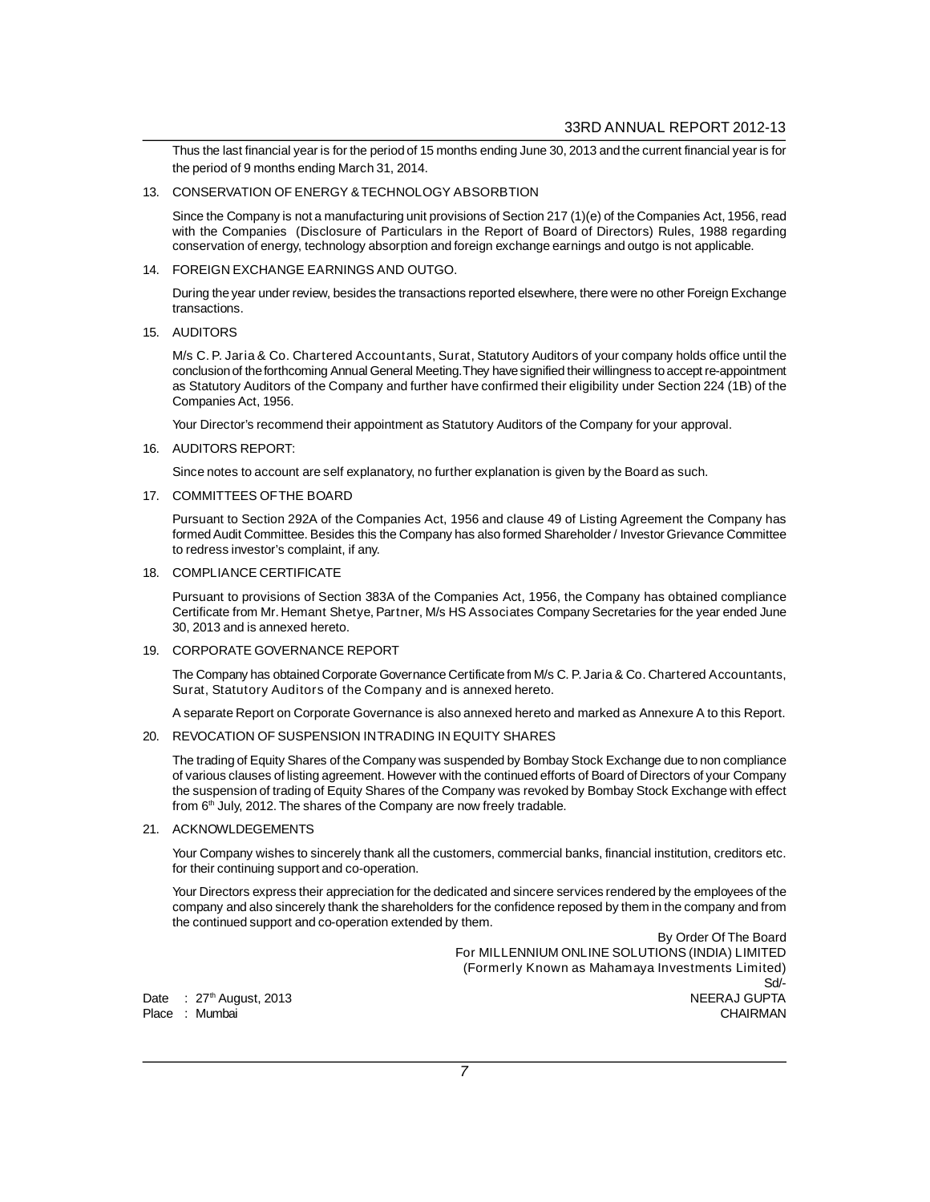Thus the last financial year is for the period of 15 months ending June 30, 2013 and the current financial year is for the period of 9 months ending March 31, 2014.

13. CONSERVATION OF ENERGY & TECHNOLOGY ABSORBTION

    Since the Company is not a manufacturing unit provisions of Section 217 (1)(e) of the Companies Act, 1956, read with the Companies (Disclosure of Particulars in the Report of Board of Directors) Rules, 1988 regarding conservation of energy, technology absorption and foreign exchange earnings and outgo is not applicable.

14. FOREIGN EXCHANGE EARNINGS AND OUTGO.

    During the year under review, besides the transactions reported elsewhere, there were no other Foreign Exchange transactions.

15. AUDITORS

    M/s C. P. Jaria & Co. Chartered Accountants, Surat, Statutory Auditors of your company holds office until the conclusion of the forthcoming Annual General Meeting. They have signified their willingness to accept re-appointment as Statutory Auditors of the Company and further have confirmed their eligibility under Section 224 (1B) of the Companies Act, 1956.

    Your Director's recommend their appointment as Statutory Auditors of the Company for your approval.

16. AUDITORS REPORT:

    Since notes to account are self explanatory, no further explanation is given by the Board as such.

17. COMMITTEES OF THE BOARD

    Pursuant to Section 292A of the Companies Act, 1956 and clause 49 of Listing Agreement the Company has formed Audit Committee. Besides this the Company has also formed Shareholder / Investor Grievance Committee to redress investor's complaint, if any.

18. COMPLIANCE CERTIFICATE

    Pursuant to provisions of Section 383A of the Companies Act, 1956, the Company has obtained compliance Certificate from Mr. Hemant Shetye, Partner, M/s HS Associates Company Secretaries for the year ended June 30, 2013 and is annexed hereto.

19. CORPORATE GOVERNANCE REPORT

    The Company has obtained Corporate Governance Certificate from M/s C. P. Jaria & Co. Chartered Accountants, Surat, Statutory Auditors of the Company and is annexed hereto.

    A separate Report on Corporate Governance is also annexed hereto and marked as Annexure A to this Report.

20. REVOCATION OF SUSPENSION IN TRADING IN EQUITY SHARES

    The trading of Equity Shares of the Company was suspended by Bombay Stock Exchange due to non compliance of various clauses of listing agreement. However with the continued efforts of Board of Directors of your Company the suspension of trading of Equity Shares of the Company was revoked by Bombay Stock Exchange with effect from 6th July, 2012. The shares of the Company are now freely tradable.

21. ACKNOWLDEGEMENTS

    Your Company wishes to sincerely thank all the customers, commercial banks, financial institution, creditors etc. for their continuing support and co-operation.

    Your Directors express their appreciation for the dedicated and sincere services rendered by the employees of the company and also sincerely thank the shareholders for the confidence reposed by them in the company and from the continued support and co-operation extended by them.

By Order Of The Board
For MILLENNIUM ONLINE SOLUTIONS (INDIA) LIMITED
(Formerly Known as Mahamaya Investments Limited)
Sd/-
NEERAJ GUPTA
CHAIRMAN

Date : 27th August, 2013
Place : Mumbai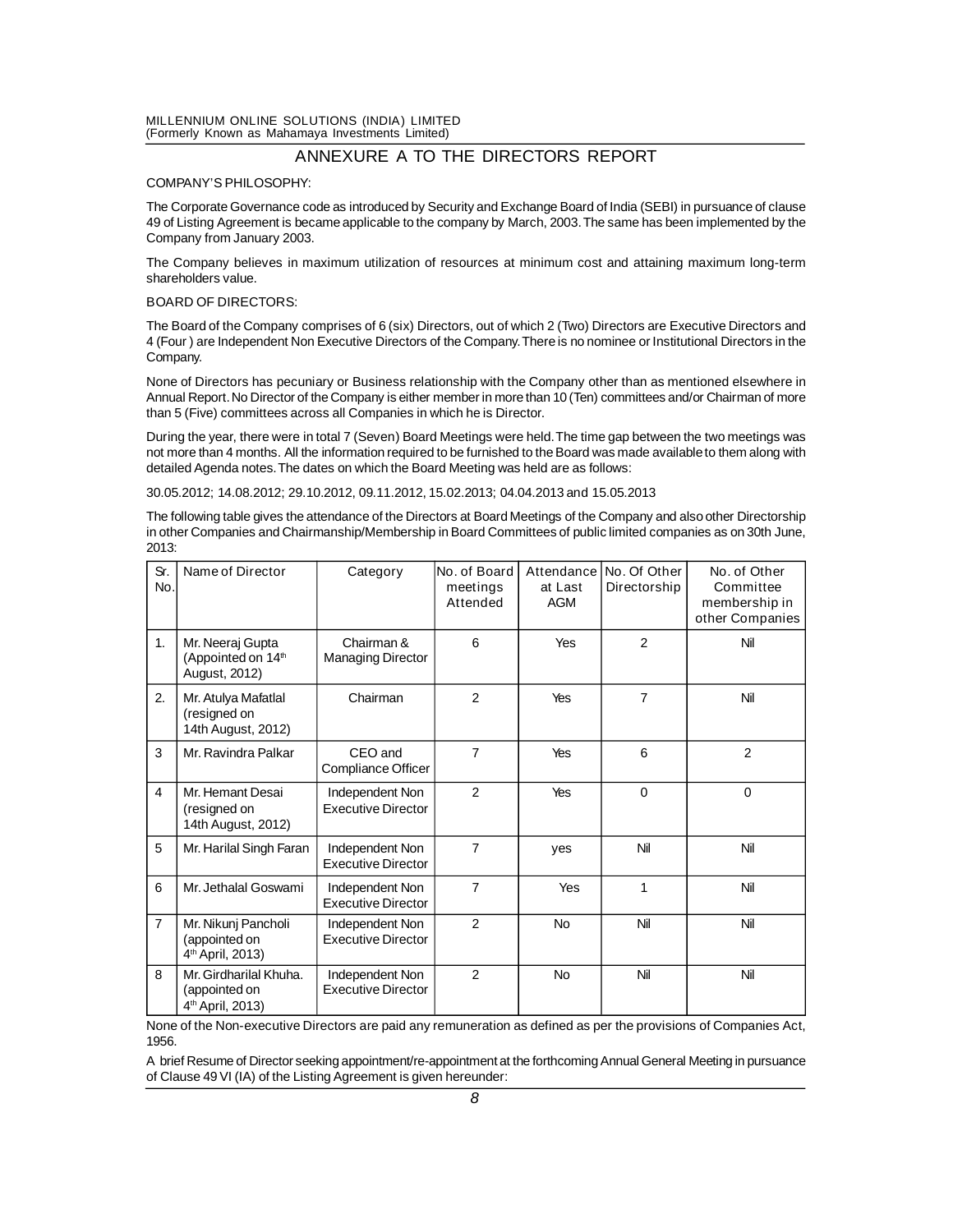## ANNEXURE A TO THE DIRECTORS REPORT

COMPANY'S PHILOSOPHY:

The Corporate Governance code as introduced by Security and Exchange Board of India (SEBI) in pursuance of clause 49 of Listing Agreement is became applicable to the company by March, 2003. The same has been implemented by the Company from January 2003.

The Company believes in maximum utilization of resources at minimum cost and attaining maximum long-term shareholders value.

BOARD OF DIRECTORS:

The Board of the Company comprises of 6 (six) Directors, out of which 2 (Two) Directors are Executive Directors and 4 (Four ) are Independent Non Executive Directors of the Company. There is no nominee or Institutional Directors in the Company.

None of Directors has pecuniary or Business relationship with the Company other than as mentioned elsewhere in Annual Report. No Director of the Company is either member in more than 10 (Ten) committees and/or Chairman of more than 5 (Five) committees across all Companies in which he is Director.

During the year, there were in total 7 (Seven) Board Meetings were held. The time gap between the two meetings was not more than 4 months. All the information required to be furnished to the Board was made available to them along with detailed Agenda notes. The dates on which the Board Meeting was held are as follows:

30.05.2012; 14.08.2012; 29.10.2012, 09.11.2012, 15.02.2013; 04.04.2013 and 15.05.2013

The following table gives the attendance of the Directors at Board Meetings of the Company and also other Directorship in other Companies and Chairmanship/Membership in Board Committees of public limited companies as on 30th June, 2013:

| Sr. No. | Name of Director | Category | No. of Board meetings Attended | Attendance at Last AGM | No. Of Other Directorship | No. of Other Committee membership in other Companies |
|---|---|---|---|---|---|---|
| 1. | Mr. Neeraj Gupta (Appointed on 14th August, 2012) | Chairman & Managing Director | 6 | Yes | 2 | Nil |
| 2. | Mr. Atulya Mafatlal (resigned on 14th August, 2012) | Chairman | 2 | Yes | 7 | Nil |
| 3 | Mr. Ravindra Palkar | CEO and Compliance Officer | 7 | Yes | 6 | 2 |
| 4 | Mr. Hemant Desai (resigned on 14th August, 2012) | Independent Non Executive Director | 2 | Yes | 0 | 0 |
| 5 | Mr. Harilal Singh Faran | Independent Non Executive Director | 7 | yes | Nil | Nil |
| 6 | Mr. Jethalal Goswami | Independent Non Executive Director | 7 | Yes | 1 | Nil |
| 7 | Mr. Nikunj Pancholi (appointed on 4th April, 2013) | Independent Non Executive Director | 2 | No | Nil | Nil |
| 8 | Mr. Girdharilal Khuha. (appointed on 4th April, 2013) | Independent Non Executive Director | 2 | No | Nil | Nil |

None of the Non-executive Directors are paid any remuneration as defined as per the provisions of Companies Act, 1956.

A brief Resume of Director seeking appointment/re-appointment at the forthcoming Annual General Meeting in pursuance of Clause 49 VI (IA) of the Listing Agreement is given hereunder: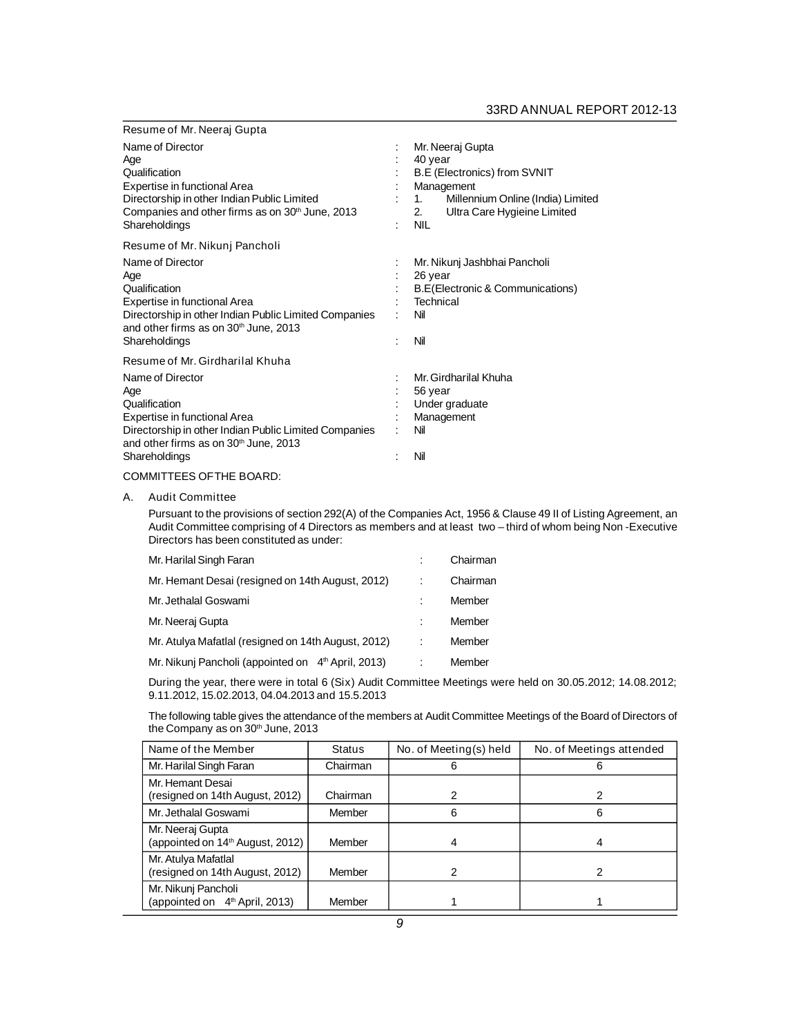### Resume of Mr. Neeraj Gupta

| | | |
|---|---|---|
| Name of Director | : | Mr. Neeraj Gupta |
| Age | : | 40 year |
| Qualification | : | B.E (Electronics) from SVNIT |
| Expertise in functional Area | : | Management |
| Directorship in other Indian Public Limited Companies and other firms as on 30th June, 2013 | : | 1. Millennium Online (India) Limited<br>2. Ultra Care Hygieine Limited |
| Shareholdings | : | NIL |

### Resume of Mr. Nikunj Pancholi

| | | |
|---|---|---|
| Name of Director | : | Mr. Nikunj Jashbhai Pancholi |
| Age | : | 26 year |
| Qualification | : | B.E(Electronic & Communications) |
| Expertise in functional Area | : | Technical |
| Directorship in other Indian Public Limited Companies and other firms as on 30th June, 2013 | : | Nil |
| Shareholdings | : | Nil |

### Resume of Mr. Girdharilal Khuha

| | | |
|---|---|---|
| Name of Director | : | Mr. Girdharilal Khuha |
| Age | : | 56 year |
| Qualification | : | Under graduate |
| Expertise in functional Area | : | Management |
| Directorship in other Indian Public Limited Companies and other firms as on 30th June, 2013 | : | Nil |
| Shareholdings | : | Nil |

## COMMITTEES OF THE BOARD:

### A. Audit Committee

Pursuant to the provisions of section 292(A) of the Companies Act, 1956 & Clause 49 II of Listing Agreement, an Audit Committee comprising of 4 Directors as members and at least two – third of whom being Non -Executive Directors has been constituted as under:

| | | |
|---|---|---|
| Mr. Harilal Singh Faran | : | Chairman |
| Mr. Hemant Desai (resigned on 14th August, 2012) | : | Chairman |
| Mr. Jethalal Goswami | : | Member |
| Mr. Neeraj Gupta | : | Member |
| Mr. Atulya Mafatlal (resigned on 14th August, 2012) | : | Member |
| Mr. Nikunj Pancholi (appointed on 4th April, 2013) | : | Member |

During the year, there were in total 6 (Six) Audit Committee Meetings were held on 30.05.2012; 14.08.2012; 9.11.2012, 15.02.2013, 04.04.2013 and 15.5.2013

The following table gives the attendance of the members at Audit Committee Meetings of the Board of Directors of the Company as on 30th June, 2013

| Name of the Member | Status | No. of Meeting(s) held | No. of Meetings attended |
|---|---|---|---|
| Mr. Harilal Singh Faran | Chairman | 6 | 6 |
| Mr. Hemant Desai (resigned on 14th August, 2012) | Chairman | 2 | 2 |
| Mr. Jethalal Goswami | Member | 6 | 6 |
| Mr. Neeraj Gupta (appointed on 14th August, 2012) | Member | 4 | 4 |
| Mr. Atulya Mafatlal (resigned on 14th August, 2012) | Member | 2 | 2 |
| Mr. Nikunj Pancholi (appointed on 4th April, 2013) | Member | 1 | 1 |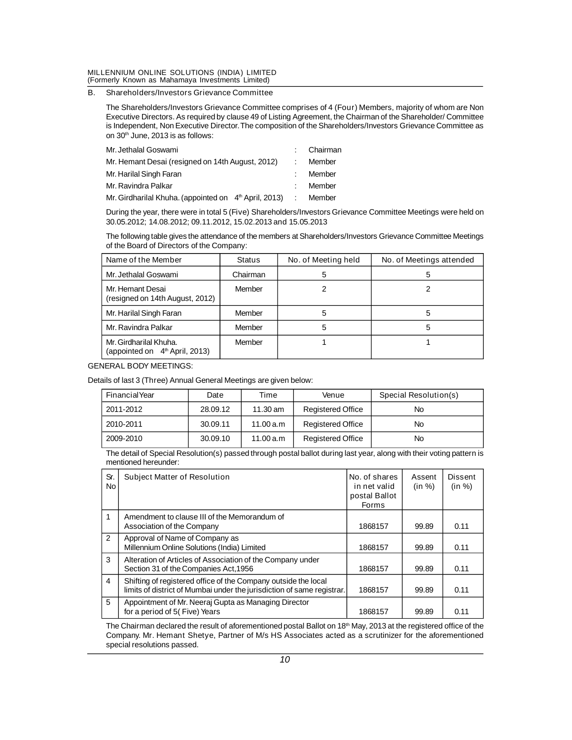B. Shareholders/Investors Grievance Committee

The Shareholders/Investors Grievance Committee comprises of 4 (Four) Members, majority of whom are Non Executive Directors. As required by clause 49 of Listing Agreement, the Chairman of the Shareholder/ Committee is Independent, Non Executive Director. The composition of the Shareholders/Investors Grievance Committee as on 30th June, 2013 is as follows:

| | | |
|---|---|---|
| Mr. Jethalal Goswami | : | Chairman |
| Mr. Hemant Desai (resigned on 14th August, 2012) | : | Member |
| Mr. Harilal Singh Faran | : | Member |
| Mr. Ravindra Palkar | : | Member |
| Mr. Girdharilal Khuha. (appointed on 4th April, 2013) | : | Member |

During the year, there were in total 5 (Five) Shareholders/Investors Grievance Committee Meetings were held on 30.05.2012; 14.08.2012; 09.11.2012, 15.02.2013 and 15.05.2013

The following table gives the attendance of the members at Shareholders/Investors Grievance Committee Meetings of the Board of Directors of the Company:

| Name of the Member | Status | No. of Meeting held | No. of Meetings attended |
|---|---|---|---|
| Mr. Jethalal Goswami | Chairman | 5 | 5 |
| Mr. Hemant Desai (resigned on 14th August, 2012) | Member | 2 | 2 |
| Mr. Harilal Singh Faran | Member | 5 | 5 |
| Mr. Ravindra Palkar | Member | 5 | 5 |
| Mr. Girdharilal Khuha. (appointed on 4th April, 2013) | Member | 1 | 1 |

GENERAL BODY MEETINGS:

Details of last 3 (Three) Annual General Meetings are given below:

| Financial Year | Date | Time | Venue | Special Resolution(s) |
|---|---|---|---|---|
| 2011-2012 | 28.09.12 | 11.30 am | Registered Office | No |
| 2010-2011 | 30.09.11 | 11.00 a.m | Registered Office | No |
| 2009-2010 | 30.09.10 | 11.00 a.m | Registered Office | No |

The detail of Special Resolution(s) passed through postal ballot during last year, along with their voting pattern is mentioned hereunder:

| Sr. No | Subject Matter of Resolution | No. of shares in net valid postal Ballot Forms | Assent (in %) | Dissent (in %) |
|---|---|---|---|---|
| 1 | Amendment to clause III of the Memorandum of Association of the Company | 1868157 | 99.89 | 0.11 |
| 2 | Approval of Name of Company as Millennium Online Solutions (India) Limited | 1868157 | 99.89 | 0.11 |
| 3 | Alteration of Articles of Association of the Company under Section 31 of the Companies Act,1956 | 1868157 | 99.89 | 0.11 |
| 4 | Shifting of registered office of the Company outside the local limits of district of Mumbai under the jurisdiction of same registrar. | 1868157 | 99.89 | 0.11 |
| 5 | Appointment of Mr. Neeraj Gupta as Managing Director for a period of 5( Five) Years | 1868157 | 99.89 | 0.11 |

The Chairman declared the result of aforementioned postal Ballot on 18th May, 2013 at the registered office of the Company. Mr. Hemant Shetye, Partner of M/s HS Associates acted as a scrutinizer for the aforementioned special resolutions passed.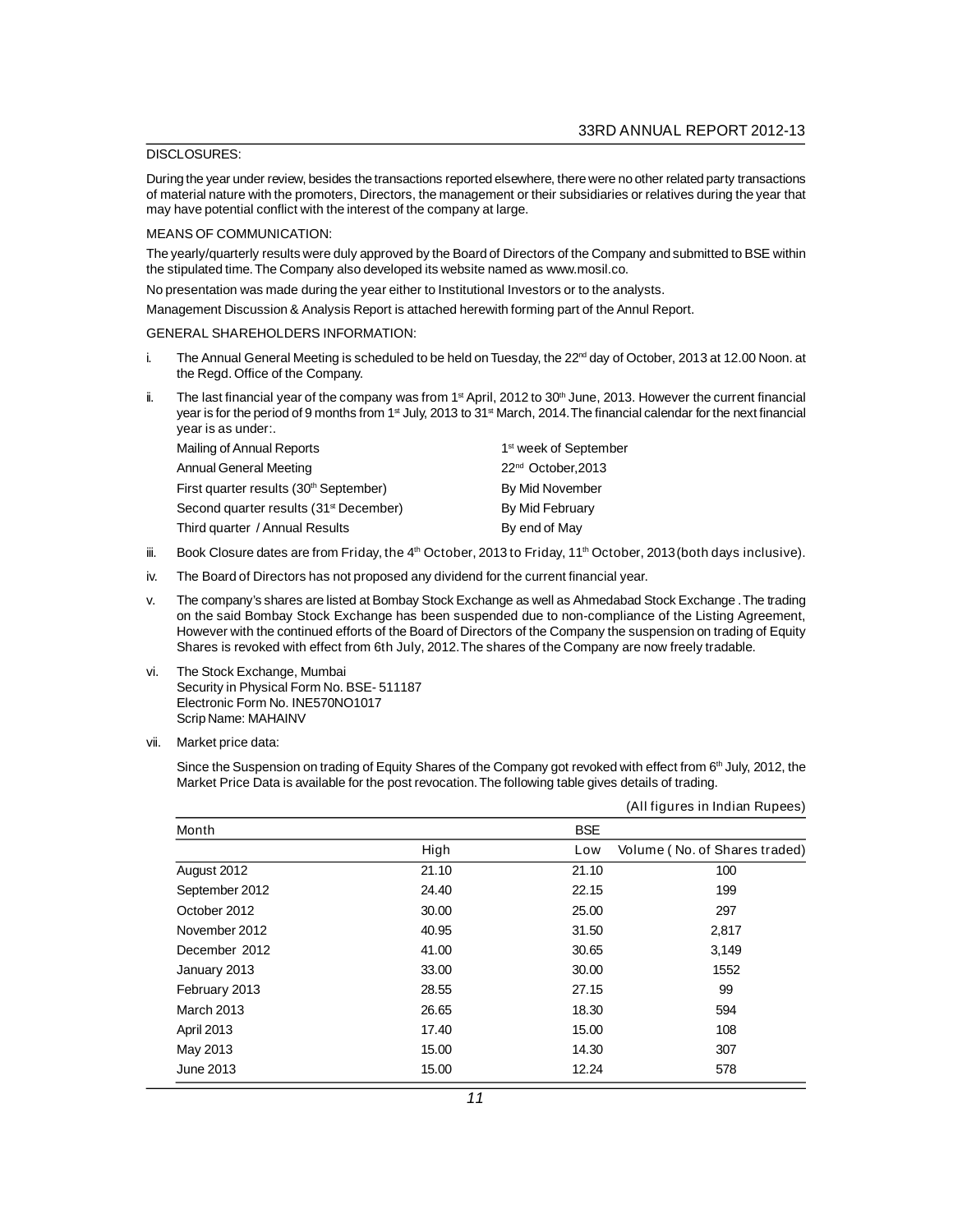DISCLOSURES:

During the year under review, besides the transactions reported elsewhere, there were no other related party transactions of material nature with the promoters, Directors, the management or their subsidiaries or relatives during the year that may have potential conflict with the interest of the company at large.

MEANS OF COMMUNICATION:

The yearly/quarterly results were duly approved by the Board of Directors of the Company and submitted to BSE within the stipulated time. The Company also developed its website named as www.mosil.co.

No presentation was made during the year either to Institutional Investors or to the analysts.

Management Discussion & Analysis Report is attached herewith forming part of the Annul Report.

GENERAL SHAREHOLDERS INFORMATION:

i. The Annual General Meeting is scheduled to be held on Tuesday, the 22nd day of October, 2013 at 12.00 Noon. at the Regd. Office of the Company.

ii. The last financial year of the company was from 1st April, 2012 to 30th June, 2013. However the current financial year is for the period of 9 months from 1st July, 2013 to 31st March, 2014. The financial calendar for the next financial year is as under:.

| | |
|---|---|
| Mailing of Annual Reports | 1st week of September |
| Annual General Meeting | 22nd October,2013 |
| First quarter results (30th September) | By Mid November |
| Second quarter results (31st December) | By Mid February |
| Third quarter / Annual Results | By end of May |

iii. Book Closure dates are from Friday, the 4th October, 2013 to Friday, 11th October, 2013 (both days inclusive).

iv. The Board of Directors has not proposed any dividend for the current financial year.

v. The company's shares are listed at Bombay Stock Exchange as well as Ahmedabad Stock Exchange . The trading on the said Bombay Stock Exchange has been suspended due to non-compliance of the Listing Agreement, However with the continued efforts of the Board of Directors of the Company the suspension on trading of Equity Shares is revoked with effect from 6th July, 2012. The shares of the Company are now freely tradable.

vi. The Stock Exchange, Mumbai
Security in Physical Form No. BSE- 511187
Electronic Form No. INE570NO1017
Scrip Name: MAHAINV

vii. Market price data:

Since the Suspension on trading of Equity Shares of the Company got revoked with effect from 6th July, 2012, the Market Price Data is available for the post revocation. The following table gives details of trading.

(All figures in Indian Rupees)

| Month | | BSE | |
|---|---|---|---|
| | High | Low | Volume ( No. of Shares traded) |
| August 2012 | 21.10 | 21.10 | 100 |
| September 2012 | 24.40 | 22.15 | 199 |
| October 2012 | 30.00 | 25.00 | 297 |
| November 2012 | 40.95 | 31.50 | 2,817 |
| December 2012 | 41.00 | 30.65 | 3,149 |
| January 2013 | 33.00 | 30.00 | 1552 |
| February 2013 | 28.55 | 27.15 | 99 |
| March 2013 | 26.65 | 18.30 | 594 |
| April 2013 | 17.40 | 15.00 | 108 |
| May 2013 | 15.00 | 14.30 | 307 |
| June 2013 | 15.00 | 12.24 | 578 |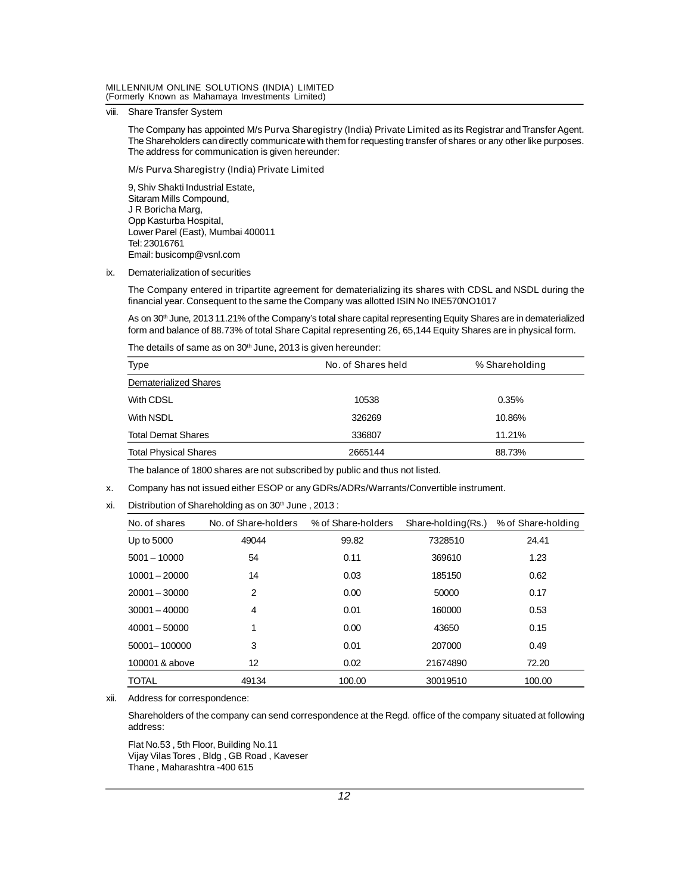viii. Share Transfer System

The Company has appointed M/s Purva Sharegistry (India) Private Limited as its Registrar and Transfer Agent. The Shareholders can directly communicate with them for requesting transfer of shares or any other like purposes. The address for communication is given hereunder:

M/s Purva Sharegistry (India) Private Limited

9, Shiv Shakti Industrial Estate,
Sitaram Mills Compound,
J R Boricha Marg,
Opp Kasturba Hospital,
Lower Parel (East), Mumbai 400011
Tel: 23016761
Email: busicomp@vsnl.com

ix. Dematerialization of securities

The Company entered in tripartite agreement for dematerializing its shares with CDSL and NSDL during the financial year. Consequent to the same the Company was allotted ISIN No INE570NO1017

As on 30th June, 2013 11.21% of the Company's total share capital representing Equity Shares are in dematerialized form and balance of 88.73% of total Share Capital representing 26, 65,144 Equity Shares are in physical form.

The details of same as on 30th June, 2013 is given hereunder:

| Type | No. of Shares held | % Shareholding |
|---|---|---|
| Dematerialized Shares | | |
| With CDSL | 10538 | 0.35% |
| With NSDL | 326269 | 10.86% |
| Total Demat Shares | 336807 | 11.21% |
| Total Physical Shares | 2665144 | 88.73% |

The balance of 1800 shares are not subscribed by public and thus not listed.

x. Company has not issued either ESOP or any GDRs/ADRs/Warrants/Convertible instrument.

xi. Distribution of Shareholding as on 30th June , 2013 :

| No. of shares | No. of Share-holders | % of Share-holders | Share-holding(Rs.) | % of Share-holding |
|---|---|---|---|---|
| Up to 5000 | 49044 | 99.82 | 7328510 | 24.41 |
| 5001 – 10000 | 54 | 0.11 | 369610 | 1.23 |
| 10001 – 20000 | 14 | 0.03 | 185150 | 0.62 |
| 20001 – 30000 | 2 | 0.00 | 50000 | 0.17 |
| 30001 – 40000 | 4 | 0.01 | 160000 | 0.53 |
| 40001 – 50000 | 1 | 0.00 | 43650 | 0.15 |
| 50001– 100000 | 3 | 0.01 | 207000 | 0.49 |
| 100001 & above | 12 | 0.02 | 21674890 | 72.20 |
| TOTAL | 49134 | 100.00 | 30019510 | 100.00 |

xii. Address for correspondence:

Shareholders of the company can send correspondence at the Regd. office of the company situated at following address:

Flat No.53 , 5th Floor, Building No.11
Vijay Vilas Tores , Bldg , GB Road , Kaveser
Thane , Maharashtra -400 615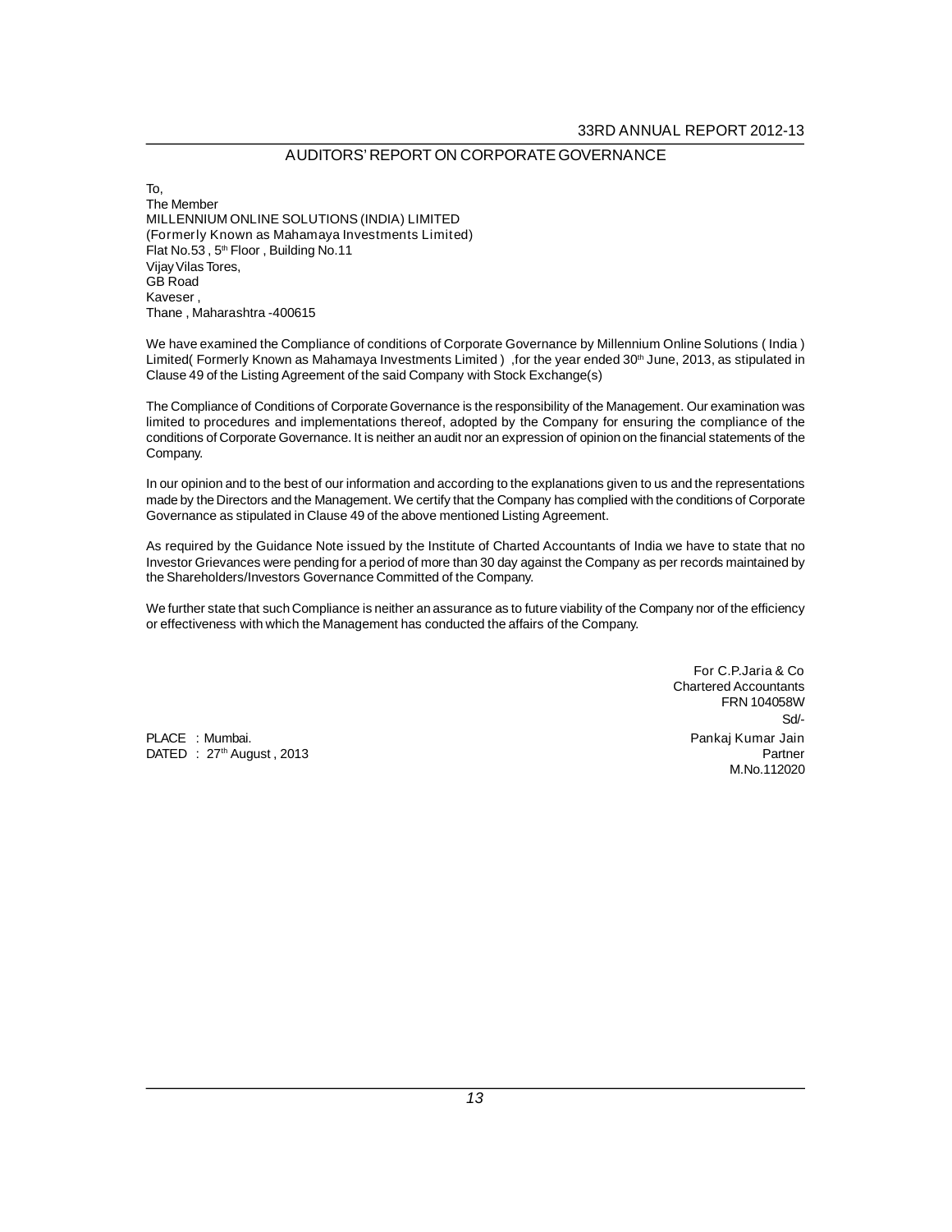## AUDITORS' REPORT ON CORPORATE GOVERNANCE

To,
The Member
MILLENNIUM ONLINE SOLUTIONS (INDIA) LIMITED
(Formerly Known as Mahamaya Investments Limited)
Flat No.53 , 5th Floor , Building No.11
Vijay Vilas Tores,
GB Road
Kaveser ,
Thane , Maharashtra -400615

We have examined the Compliance of conditions of Corporate Governance by Millennium Online Solutions ( India ) Limited( Formerly Known as Mahamaya Investments Limited ) ,for the year ended 30th June, 2013, as stipulated in Clause 49 of the Listing Agreement of the said Company with Stock Exchange(s)

The Compliance of Conditions of Corporate Governance is the responsibility of the Management. Our examination was limited to procedures and implementations thereof, adopted by the Company for ensuring the compliance of the conditions of Corporate Governance. It is neither an audit nor an expression of opinion on the financial statements of the Company.

In our opinion and to the best of our information and according to the explanations given to us and the representations made by the Directors and the Management. We certify that the Company has complied with the conditions of Corporate Governance as stipulated in Clause 49 of the above mentioned Listing Agreement.

As required by the Guidance Note issued by the Institute of Charted Accountants of India we have to state that no Investor Grievances were pending for a period of more than 30 day against the Company as per records maintained by the Shareholders/Investors Governance Committed of the Company.

We further state that such Compliance is neither an assurance as to future viability of the Company nor of the efficiency or effectiveness with which the Management has conducted the affairs of the Company.

For C.P.Jaria & Co
Chartered Accountants
FRN 104058W
Sd/-
Pankaj Kumar Jain
Partner
M.No.112020

PLACE : Mumbai.
DATED : 27th August , 2013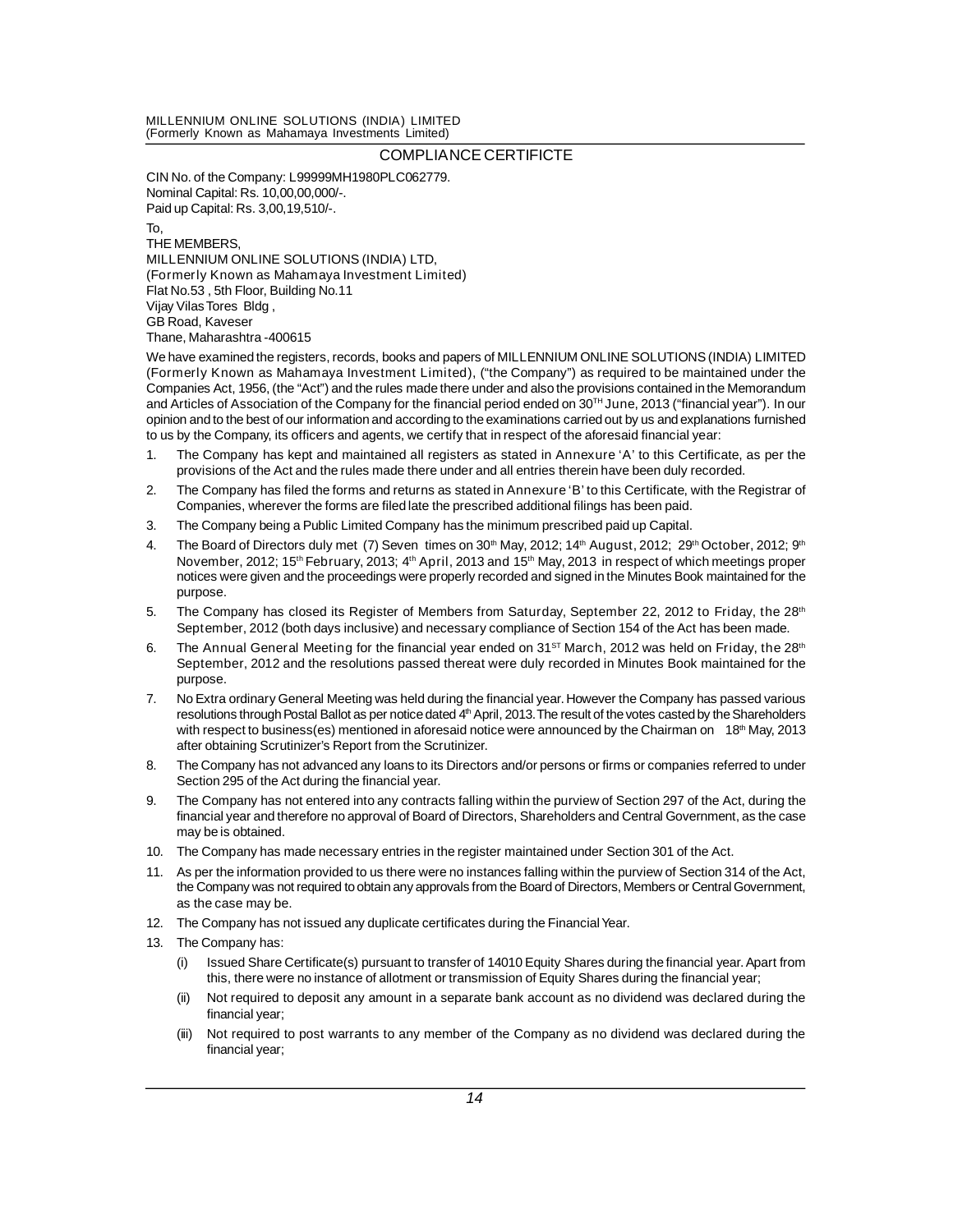## COMPLIANCE CERTIFICTE

CIN No. of the Company: L99999MH1980PLC062779.
Nominal Capital: Rs. 10,00,00,000/-.
Paid up Capital: Rs. 3,00,19,510/-.

To,
THE MEMBERS,
MILLENNIUM ONLINE SOLUTIONS (INDIA) LTD,
(Formerly Known as Mahamaya Investment Limited)
Flat No.53 , 5th Floor, Building No.11
Vijay Vilas Tores Bldg ,
GB Road, Kaveser
Thane, Maharashtra -400615

We have examined the registers, records, books and papers of MILLENNIUM ONLINE SOLUTIONS (INDIA) LIMITED (Formerly Known as Mahamaya Investment Limited), ("the Company") as required to be maintained under the Companies Act, 1956, (the "Act") and the rules made there under and also the provisions contained in the Memorandum and Articles of Association of the Company for the financial period ended on 30TH June, 2013 ("financial year"). In our opinion and to the best of our information and according to the examinations carried out by us and explanations furnished to us by the Company, its officers and agents, we certify that in respect of the aforesaid financial year:

1. The Company has kept and maintained all registers as stated in Annexure 'A' to this Certificate, as per the provisions of the Act and the rules made there under and all entries therein have been duly recorded.
2. The Company has filed the forms and returns as stated in Annexure 'B' to this Certificate, with the Registrar of Companies, wherever the forms are filed late the prescribed additional filings has been paid.
3. The Company being a Public Limited Company has the minimum prescribed paid up Capital.
4. The Board of Directors duly met (7) Seven times on 30th May, 2012; 14th August, 2012; 29th October, 2012; 9th November, 2012; 15th February, 2013; 4th April, 2013 and 15th May, 2013 in respect of which meetings proper notices were given and the proceedings were properly recorded and signed in the Minutes Book maintained for the purpose.
5. The Company has closed its Register of Members from Saturday, September 22, 2012 to Friday, the 28th September, 2012 (both days inclusive) and necessary compliance of Section 154 of the Act has been made.
6. The Annual General Meeting for the financial year ended on 31ST March, 2012 was held on Friday, the 28th September, 2012 and the resolutions passed thereat were duly recorded in Minutes Book maintained for the purpose.
7. No Extra ordinary General Meeting was held during the financial year. However the Company has passed various resolutions through Postal Ballot as per notice dated 4th April, 2013. The result of the votes casted by the Shareholders with respect to business(es) mentioned in aforesaid notice were announced by the Chairman on 18th May, 2013 after obtaining Scrutinizer's Report from the Scrutinizer.
8. The Company has not advanced any loans to its Directors and/or persons or firms or companies referred to under Section 295 of the Act during the financial year.
9. The Company has not entered into any contracts falling within the purview of Section 297 of the Act, during the financial year and therefore no approval of Board of Directors, Shareholders and Central Government, as the case may be is obtained.
10. The Company has made necessary entries in the register maintained under Section 301 of the Act.
11. As per the information provided to us there were no instances falling within the purview of Section 314 of the Act, the Company was not required to obtain any approvals from the Board of Directors, Members or Central Government, as the case may be.
12. The Company has not issued any duplicate certificates during the Financial Year.
13. The Company has:
    (i) Issued Share Certificate(s) pursuant to transfer of 14010 Equity Shares during the financial year. Apart from this, there were no instance of allotment or transmission of Equity Shares during the financial year;
    (ii) Not required to deposit any amount in a separate bank account as no dividend was declared during the financial year;
    (iii) Not required to post warrants to any member of the Company as no dividend was declared during the financial year;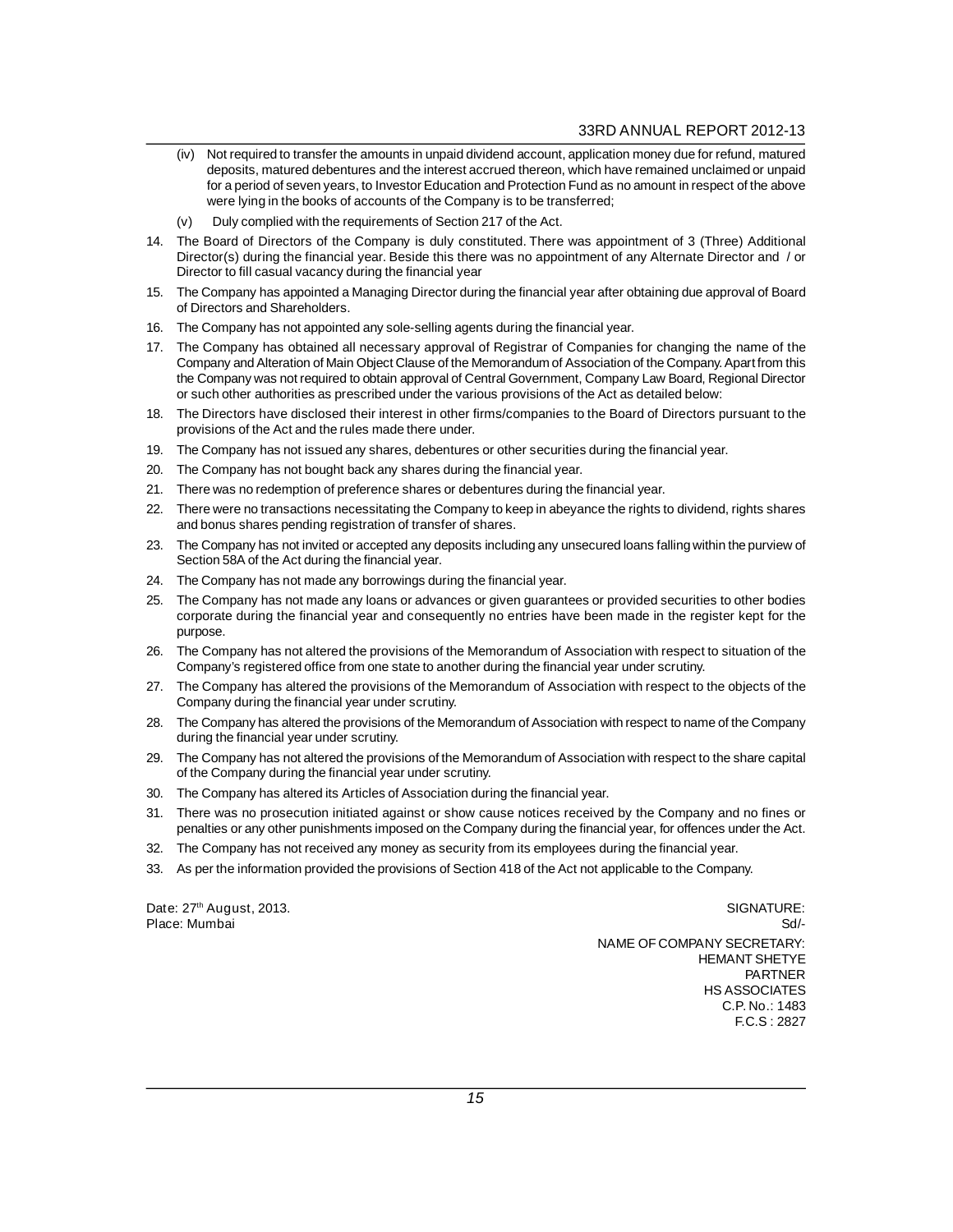(iv) Not required to transfer the amounts in unpaid dividend account, application money due for refund, matured deposits, matured debentures and the interest accrued thereon, which have remained unclaimed or unpaid for a period of seven years, to Investor Education and Protection Fund as no amount in respect of the above were lying in the books of accounts of the Company is to be transferred;

(v) Duly complied with the requirements of Section 217 of the Act.

14. The Board of Directors of the Company is duly constituted. There was appointment of 3 (Three) Additional Director(s) during the financial year. Beside this there was no appointment of any Alternate Director and / or Director to fill casual vacancy during the financial year

15. The Company has appointed a Managing Director during the financial year after obtaining due approval of Board of Directors and Shareholders.

16. The Company has not appointed any sole-selling agents during the financial year.

17. The Company has obtained all necessary approval of Registrar of Companies for changing the name of the Company and Alteration of Main Object Clause of the Memorandum of Association of the Company. Apart from this the Company was not required to obtain approval of Central Government, Company Law Board, Regional Director or such other authorities as prescribed under the various provisions of the Act as detailed below:

18. The Directors have disclosed their interest in other firms/companies to the Board of Directors pursuant to the provisions of the Act and the rules made there under.

19. The Company has not issued any shares, debentures or other securities during the financial year.

20. The Company has not bought back any shares during the financial year.

21. There was no redemption of preference shares or debentures during the financial year.

22. There were no transactions necessitating the Company to keep in abeyance the rights to dividend, rights shares and bonus shares pending registration of transfer of shares.

23. The Company has not invited or accepted any deposits including any unsecured loans falling within the purview of Section 58A of the Act during the financial year.

24. The Company has not made any borrowings during the financial year.

25. The Company has not made any loans or advances or given guarantees or provided securities to other bodies corporate during the financial year and consequently no entries have been made in the register kept for the purpose.

26. The Company has not altered the provisions of the Memorandum of Association with respect to situation of the Company's registered office from one state to another during the financial year under scrutiny.

27. The Company has altered the provisions of the Memorandum of Association with respect to the objects of the Company during the financial year under scrutiny.

28. The Company has altered the provisions of the Memorandum of Association with respect to name of the Company during the financial year under scrutiny.

29. The Company has not altered the provisions of the Memorandum of Association with respect to the share capital of the Company during the financial year under scrutiny.

30. The Company has altered its Articles of Association during the financial year.

31. There was no prosecution initiated against or show cause notices received by the Company and no fines or penalties or any other punishments imposed on the Company during the financial year, for offences under the Act.

32. The Company has not received any money as security from its employees during the financial year.

33. As per the information provided the provisions of Section 418 of the Act not applicable to the Company.

Date: 27th August, 2013.
Place: Mumbai

SIGNATURE:
Sd/-

NAME OF COMPANY SECRETARY:
HEMANT SHETYE
PARTNER
HS ASSOCIATES
C.P. No.: 1483
F.C.S : 2827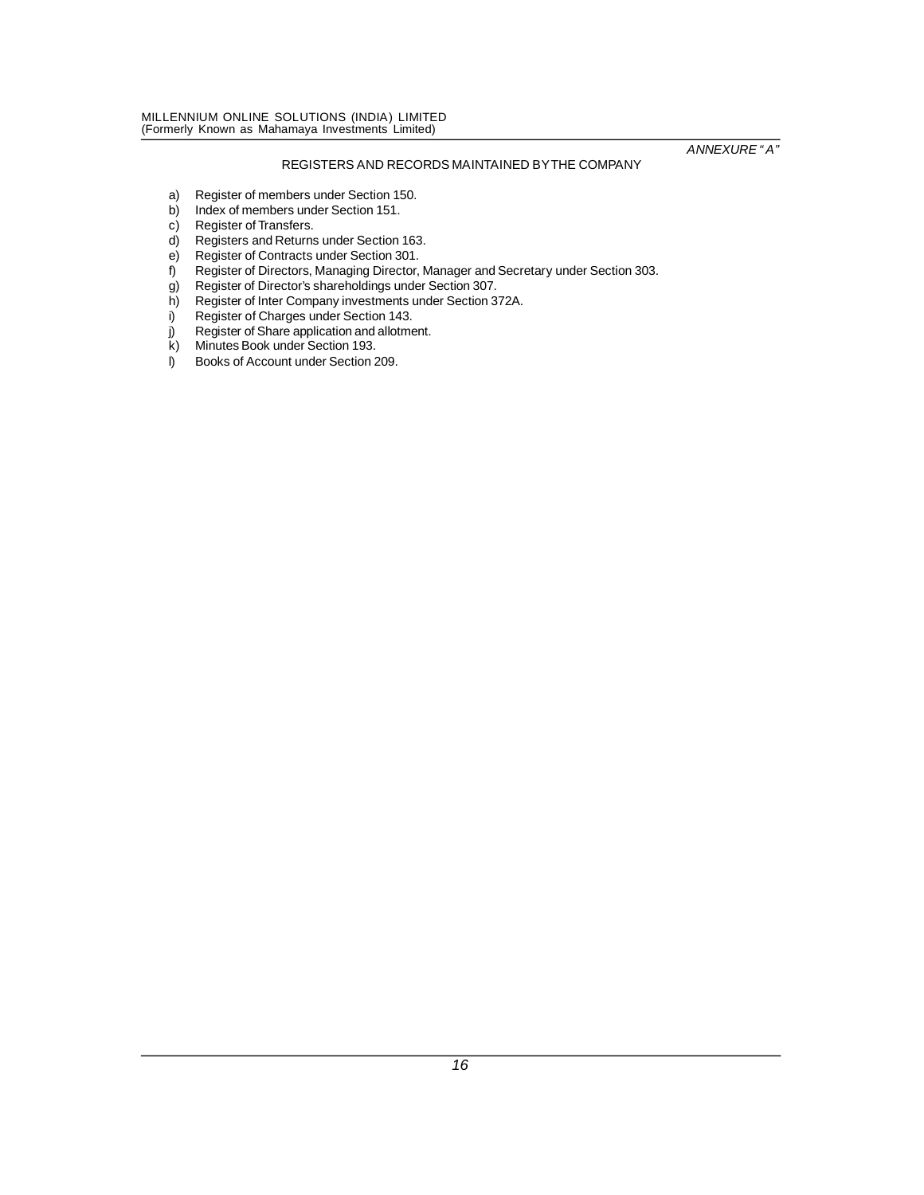*ANNEXURE "A"*

## REGISTERS AND RECORDS MAINTAINED BY THE COMPANY

a) Register of members under Section 150.
b) Index of members under Section 151.
c) Register of Transfers.
d) Registers and Returns under Section 163.
e) Register of Contracts under Section 301.
f) Register of Directors, Managing Director, Manager and Secretary under Section 303.
g) Register of Director's shareholdings under Section 307.
h) Register of Inter Company investments under Section 372A.
i) Register of Charges under Section 143.
j) Register of Share application and allotment.
k) Minutes Book under Section 193.
l) Books of Account under Section 209.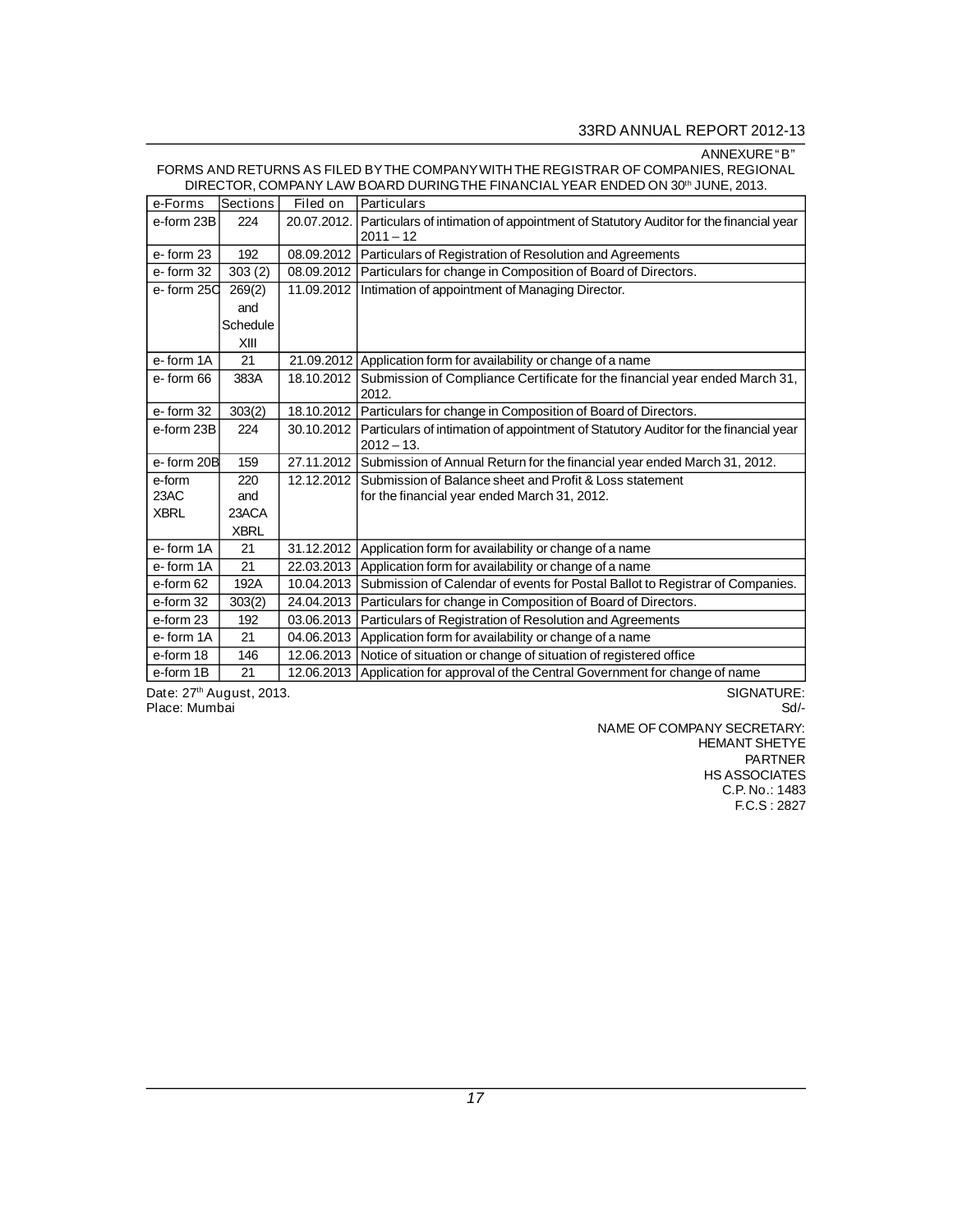ANNEXURE "B"

FORMS AND RETURNS AS FILED BY THE COMPANY WITH THE REGISTRAR OF COMPANIES, REGIONAL DIRECTOR, COMPANY LAW BOARD DURING THE FINANCIAL YEAR ENDED ON 30th JUNE, 2013.

| e-Forms | Sections | Filed on | Particulars |
|---|---|---|---|
| e-form 23B | 224 | 20.07.2012. | Particulars of intimation of appointment of Statutory Auditor for the financial year 2011 – 12 |
| e- form 23 | 192 | 08.09.2012 | Particulars of Registration of Resolution and Agreements |
| e- form 32 | 303 (2) | 08.09.2012 | Particulars for change in Composition of Board of Directors. |
| e- form 25C | 269(2) and Schedule XIII | 11.09.2012 | Intimation of appointment of Managing Director. |
| e- form 1A | 21 | 21.09.2012 | Application form for availability or change of a name |
| e- form 66 | 383A | 18.10.2012 | Submission of Compliance Certificate for the financial year ended March 31, 2012. |
| e- form 32 | 303(2) | 18.10.2012 | Particulars for change in Composition of Board of Directors. |
| e-form 23B | 224 | 30.10.2012 | Particulars of intimation of appointment of Statutory Auditor for the financial year 2012 – 13. |
| e- form 20B | 159 | 27.11.2012 | Submission of Annual Return for the financial year ended March 31, 2012. |
| e-form 23AC XBRL | 220 and 23ACA XBRL | 12.12.2012 | Submission of Balance sheet and Profit & Loss statement for the financial year ended March 31, 2012. |
| e- form 1A | 21 | 31.12.2012 | Application form for availability or change of a name |
| e- form 1A | 21 | 22.03.2013 | Application form for availability or change of a name |
| e-form 62 | 192A | 10.04.2013 | Submission of Calendar of events for Postal Ballot to Registrar of Companies. |
| e-form 32 | 303(2) | 24.04.2013 | Particulars for change in Composition of Board of Directors. |
| e-form 23 | 192 | 03.06.2013 | Particulars of Registration of Resolution and Agreements |
| e- form 1A | 21 | 04.06.2013 | Application form for availability or change of a name |
| e-form 18 | 146 | 12.06.2013 | Notice of situation or change of situation of registered office |
| e-form 1B | 21 | 12.06.2013 | Application for approval of the Central Government for change of name |

Date: 27th August, 2013.
Place: Mumbai

SIGNATURE:
Sd/-

NAME OF COMPANY SECRETARY:
HEMANT SHETYE
PARTNER
HS ASSOCIATES
C.P. No.: 1483
F.C.S : 2827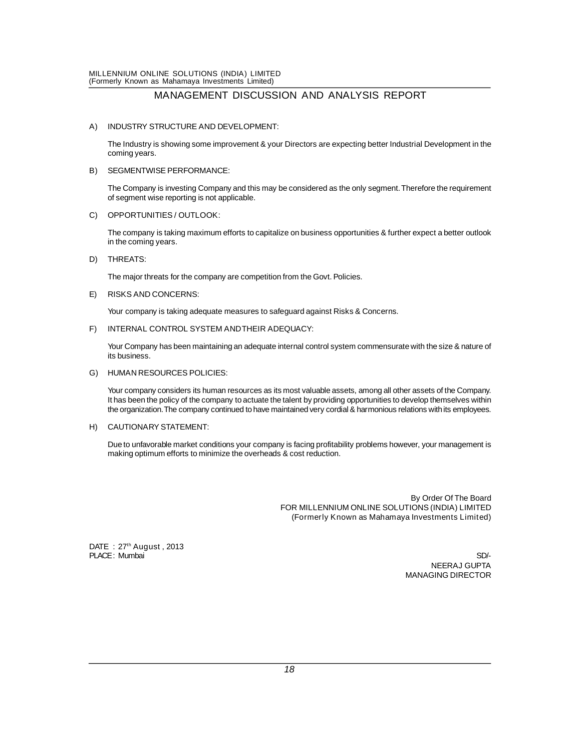# MANAGEMENT DISCUSSION AND ANALYSIS REPORT

A) INDUSTRY STRUCTURE AND DEVELOPMENT:

The Industry is showing some improvement & your Directors are expecting better Industrial Development in the coming years.

B) SEGMENTWISE PERFORMANCE:

The Company is investing Company and this may be considered as the only segment. Therefore the requirement of segment wise reporting is not applicable.

C) OPPORTUNITIES / OUTLOOK:

The company is taking maximum efforts to capitalize on business opportunities & further expect a better outlook in the coming years.

D) THREATS:

The major threats for the company are competition from the Govt. Policies.

E) RISKS AND CONCERNS:

Your company is taking adequate measures to safeguard against Risks & Concerns.

F) INTERNAL CONTROL SYSTEM AND THEIR ADEQUACY:

Your Company has been maintaining an adequate internal control system commensurate with the size & nature of its business.

G) HUMAN RESOURCES POLICIES:

Your company considers its human resources as its most valuable assets, among all other assets of the Company. It has been the policy of the company to actuate the talent by providing opportunities to develop themselves within the organization. The company continued to have maintained very cordial & harmonious relations with its employees.

H) CAUTIONARY STATEMENT:

Due to unfavorable market conditions your company is facing profitability problems however, your management is making optimum efforts to minimize the overheads & cost reduction.

By Order Of The Board
FOR MILLENNIUM ONLINE SOLUTIONS (INDIA) LIMITED
(Formerly Known as Mahamaya Investments Limited)

DATE : 27th August , 2013
PLACE : Mumbai

SD/-
NEERAJ GUPTA
MANAGING DIRECTOR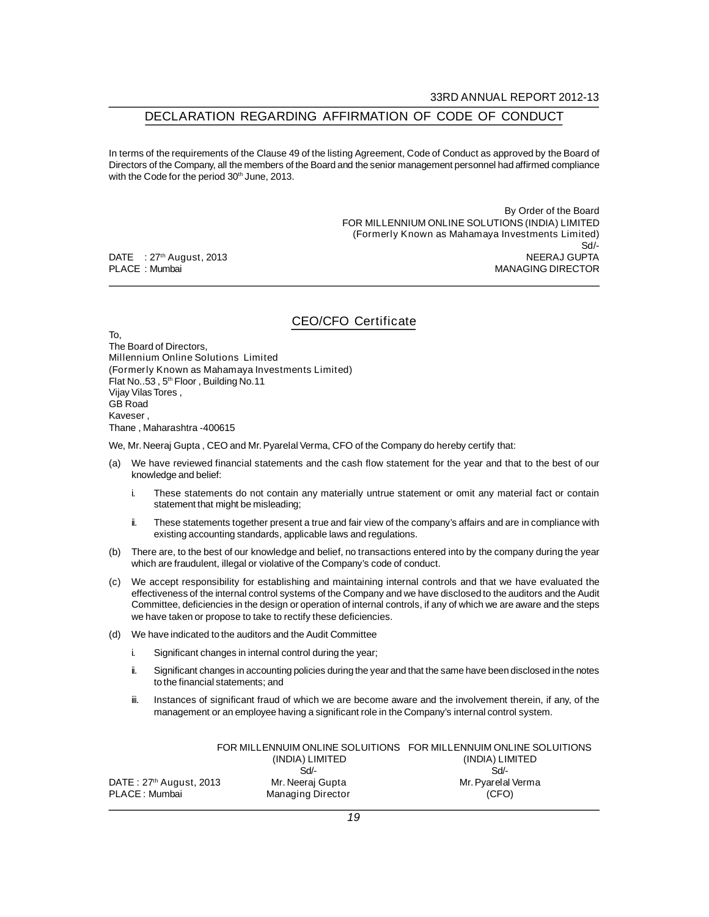## DECLARATION REGARDING AFFIRMATION OF CODE OF CONDUCT

In terms of the requirements of the Clause 49 of the listing Agreement, Code of Conduct as approved by the Board of Directors of the Company, all the members of the Board and the senior management personnel had affirmed compliance with the Code for the period 30th June, 2013.

By Order of the Board
FOR MILLENNIUM ONLINE SOLUTIONS (INDIA) LIMITED
(Formerly Known as Mahamaya Investments Limited)
Sd/-
NEERAJ GUPTA
MANAGING DIRECTOR

DATE : 27th August, 2013
PLACE : Mumbai

## CEO/CFO Certificate

To,
The Board of Directors,
Millennium Online Solutions Limited
(Formerly Known as Mahamaya Investments Limited)
Flat No..53 , 5th Floor , Building No.11
Vijay Vilas Tores ,
GB Road
Kaveser ,
Thane , Maharashtra -400615

We, Mr. Neeraj Gupta , CEO and Mr. Pyarelal Verma, CFO of the Company do hereby certify that:

(a) We have reviewed financial statements and the cash flow statement for the year and that to the best of our knowledge and belief:

  i. These statements do not contain any materially untrue statement or omit any material fact or contain statement that might be misleading;

  ii. These statements together present a true and fair view of the company's affairs and are in compliance with existing accounting standards, applicable laws and regulations.

(b) There are, to the best of our knowledge and belief, no transactions entered into by the company during the year which are fraudulent, illegal or violative of the Company's code of conduct.

(c) We accept responsibility for establishing and maintaining internal controls and that we have evaluated the effectiveness of the internal control systems of the Company and we have disclosed to the auditors and the Audit Committee, deficiencies in the design or operation of internal controls, if any of which we are aware and the steps we have taken or propose to take to rectify these deficiencies.

(d) We have indicated to the auditors and the Audit Committee

  i. Significant changes in internal control during the year;

  ii. Significant changes in accounting policies during the year and that the same have been disclosed in the notes to the financial statements; and

  iii. Instances of significant fraud of which we are become aware and the involvement therein, if any, of the management or an employee having a significant role in the Company's internal control system.

| | FOR MILLENNUIM ONLINE SOLUITIONS (INDIA) LIMITED | FOR MILLENNUIM ONLINE SOLUITIONS (INDIA) LIMITED |
|---|---|---|
| | Sd/- | Sd/- |
| DATE : 27th August, 2013 | Mr. Neeraj Gupta | Mr. Pyarelal Verma |
| PLACE : Mumbai | Managing Director | (CFO) |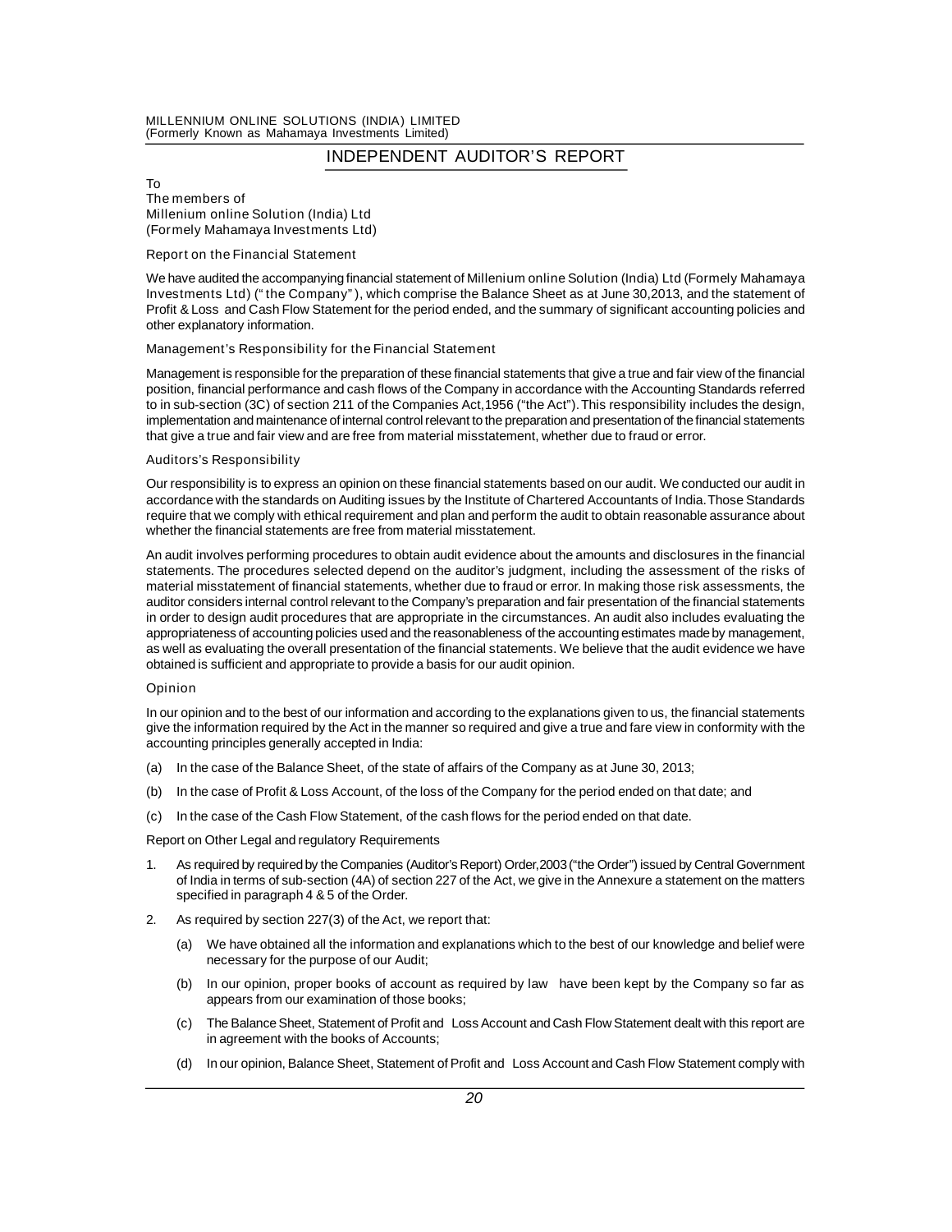# INDEPENDENT AUDITOR'S REPORT

To
The members of
Millenium online Solution (India) Ltd
(Formely Mahamaya Investments Ltd)

### Report on the Financial Statement

We have audited the accompanying financial statement of Millenium online Solution (India) Ltd (Formely Mahamaya Investments Ltd) (" the Company" ), which comprise the Balance Sheet as at June 30,2013, and the statement of Profit & Loss and Cash Flow Statement for the period ended, and the summary of significant accounting policies and other explanatory information.

### Management's Responsibility for the Financial Statement

Management is responsible for the preparation of these financial statements that give a true and fair view of the financial position, financial performance and cash flows of the Company in accordance with the Accounting Standards referred to in sub-section (3C) of section 211 of the Companies Act,1956 ("the Act"). This responsibility includes the design, implementation and maintenance of internal control relevant to the preparation and presentation of the financial statements that give a true and fair view and are free from material misstatement, whether due to fraud or error.

### Auditors's Responsibility

Our responsibility is to express an opinion on these financial statements based on our audit. We conducted our audit in accordance with the standards on Auditing issues by the Institute of Chartered Accountants of India. Those Standards require that we comply with ethical requirement and plan and perform the audit to obtain reasonable assurance about whether the financial statements are free from material misstatement.

An audit involves performing procedures to obtain audit evidence about the amounts and disclosures in the financial statements. The procedures selected depend on the auditor's judgment, including the assessment of the risks of material misstatement of financial statements, whether due to fraud or error. In making those risk assessments, the auditor considers internal control relevant to the Company's preparation and fair presentation of the financial statements in order to design audit procedures that are appropriate in the circumstances. An audit also includes evaluating the appropriateness of accounting policies used and the reasonableness of the accounting estimates made by management, as well as evaluating the overall presentation of the financial statements. We believe that the audit evidence we have obtained is sufficient and appropriate to provide a basis for our audit opinion.

### Opinion

In our opinion and to the best of our information and according to the explanations given to us, the financial statements give the information required by the Act in the manner so required and give a true and fare view in conformity with the accounting principles generally accepted in India:

(a) In the case of the Balance Sheet, of the state of affairs of the Company as at June 30, 2013;

(b) In the case of Profit & Loss Account, of the loss of the Company for the period ended on that date; and

(c) In the case of the Cash Flow Statement, of the cash flows for the period ended on that date.

### Report on Other Legal and regulatory Requirements

1. As required by required by the Companies (Auditor's Report) Order,2003 ("the Order") issued by Central Government of India in terms of sub-section (4A) of section 227 of the Act, we give in the Annexure a statement on the matters specified in paragraph 4 & 5 of the Order.

2. As required by section 227(3) of the Act, we report that:

   (a) We have obtained all the information and explanations which to the best of our knowledge and belief were necessary for the purpose of our Audit;

   (b) In our opinion, proper books of account as required by law have been kept by the Company so far as appears from our examination of those books;

   (c) The Balance Sheet, Statement of Profit and Loss Account and Cash Flow Statement dealt with this report are in agreement with the books of Accounts;

   (d) In our opinion, Balance Sheet, Statement of Profit and Loss Account and Cash Flow Statement comply with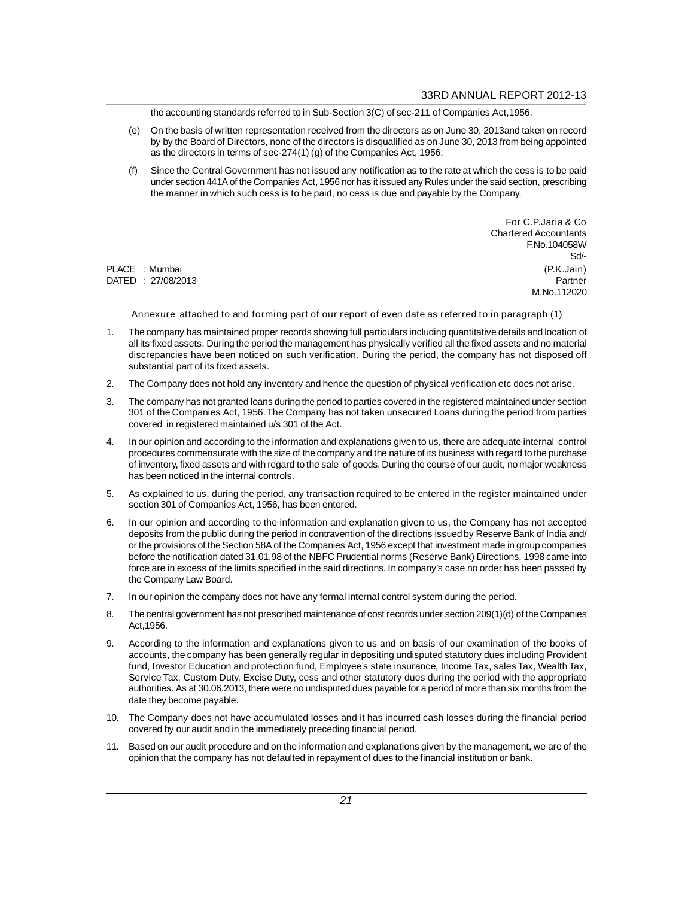the accounting standards referred to in Sub-Section 3(C) of sec-211 of Companies Act,1956.

(e) On the basis of written representation received from the directors as on June 30, 2013and taken on record by by the Board of Directors, none of the directors is disqualified as on June 30, 2013 from being appointed as the directors in terms of sec-274(1) (g) of the Companies Act, 1956;

(f) Since the Central Government has not issued any notification as to the rate at which the cess is to be paid under section 441A of the Companies Act, 1956 nor has it issued any Rules under the said section, prescribing the manner in which such cess is to be paid, no cess is due and payable by the Company.

For C.P.Jaria & Co
Chartered Accountants
F.No.104058W
Sd/-
(P.K.Jain)
Partner
M.No.112020

PLACE : Mumbai
DATED : 27/08/2013

Annexure attached to and forming part of our report of even date as referred to in paragraph (1)

1. The company has maintained proper records showing full particulars including quantitative details and location of all its fixed assets. During the period the management has physically verified all the fixed assets and no material discrepancies have been noticed on such verification. During the period, the company has not disposed off substantial part of its fixed assets.

2. The Company does not hold any inventory and hence the question of physical verification etc does not arise.

3. The company has not granted loans during the period to parties covered in the registered maintained under section 301 of the Companies Act, 1956. The Company has not taken unsecured Loans during the period from parties covered in registered maintained u/s 301 of the Act.

4. In our opinion and according to the information and explanations given to us, there are adequate internal control procedures commensurate with the size of the company and the nature of its business with regard to the purchase of inventory, fixed assets and with regard to the sale of goods. During the course of our audit, no major weakness has been noticed in the internal controls.

5. As explained to us, during the period, any transaction required to be entered in the register maintained under section 301 of Companies Act, 1956, has been entered.

6. In our opinion and according to the information and explanation given to us, the Company has not accepted deposits from the public during the period in contravention of the directions issued by Reserve Bank of India and/ or the provisions of the Section 58A of the Companies Act, 1956 except that investment made in group companies before the notification dated 31.01.98 of the NBFC Prudential norms (Reserve Bank) Directions, 1998 came into force are in excess of the limits specified in the said directions. In company's case no order has been passed by the Company Law Board.

7. In our opinion the company does not have any formal internal control system during the period.

8. The central government has not prescribed maintenance of cost records under section 209(1)(d) of the Companies Act,1956.

9. According to the information and explanations given to us and on basis of our examination of the books of accounts, the company has been generally regular in depositing undisputed statutory dues including Provident fund, Investor Education and protection fund, Employee's state insurance, Income Tax, sales Tax, Wealth Tax, Service Tax, Custom Duty, Excise Duty, cess and other statutory dues during the period with the appropriate authorities. As at 30.06.2013, there were no undisputed dues payable for a period of more than six months from the date they become payable.

10. The Company does not have accumulated losses and it has incurred cash losses during the financial period covered by our audit and in the immediately preceding financial period.

11. Based on our audit procedure and on the information and explanations given by the management, we are of the opinion that the company has not defaulted in repayment of dues to the financial institution or bank.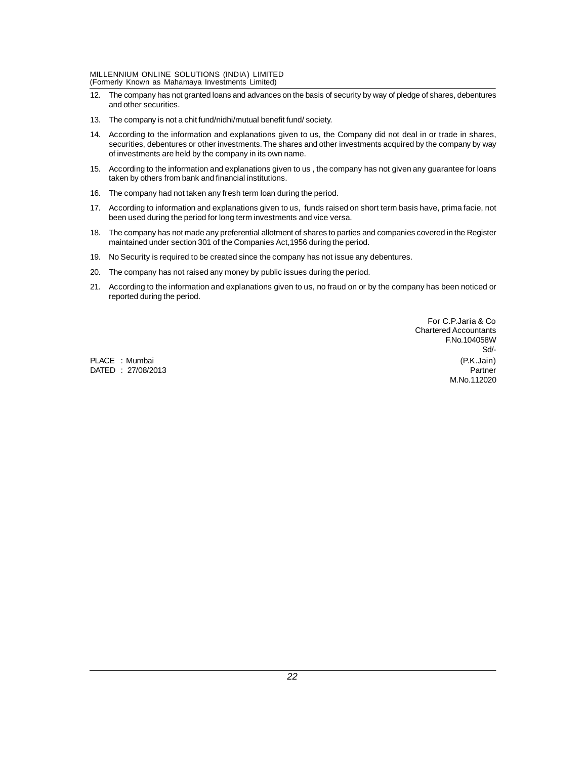12. The company has not granted loans and advances on the basis of security by way of pledge of shares, debentures and other securities.

13. The company is not a chit fund/nidhi/mutual benefit fund/ society.

14. According to the information and explanations given to us, the Company did not deal in or trade in shares, securities, debentures or other investments. The shares and other investments acquired by the company by way of investments are held by the company in its own name.

15. According to the information and explanations given to us , the company has not given any guarantee for loans taken by others from bank and financial institutions.

16. The company had not taken any fresh term loan during the period.

17. According to information and explanations given to us, funds raised on short term basis have, prima facie, not been used during the period for long term investments and vice versa.

18. The company has not made any preferential allotment of shares to parties and companies covered in the Register maintained under section 301 of the Companies Act,1956 during the period.

19. No Security is required to be created since the company has not issue any debentures.

20. The company has not raised any money by public issues during the period.

21. According to the information and explanations given to us, no fraud on or by the company has been noticed or reported during the period.

For C.P.Jaria & Co
Chartered Accountants
F.No.104058W
Sd/-
(P.K.Jain)
Partner
M.No.112020

PLACE : Mumbai
DATED : 27/08/2013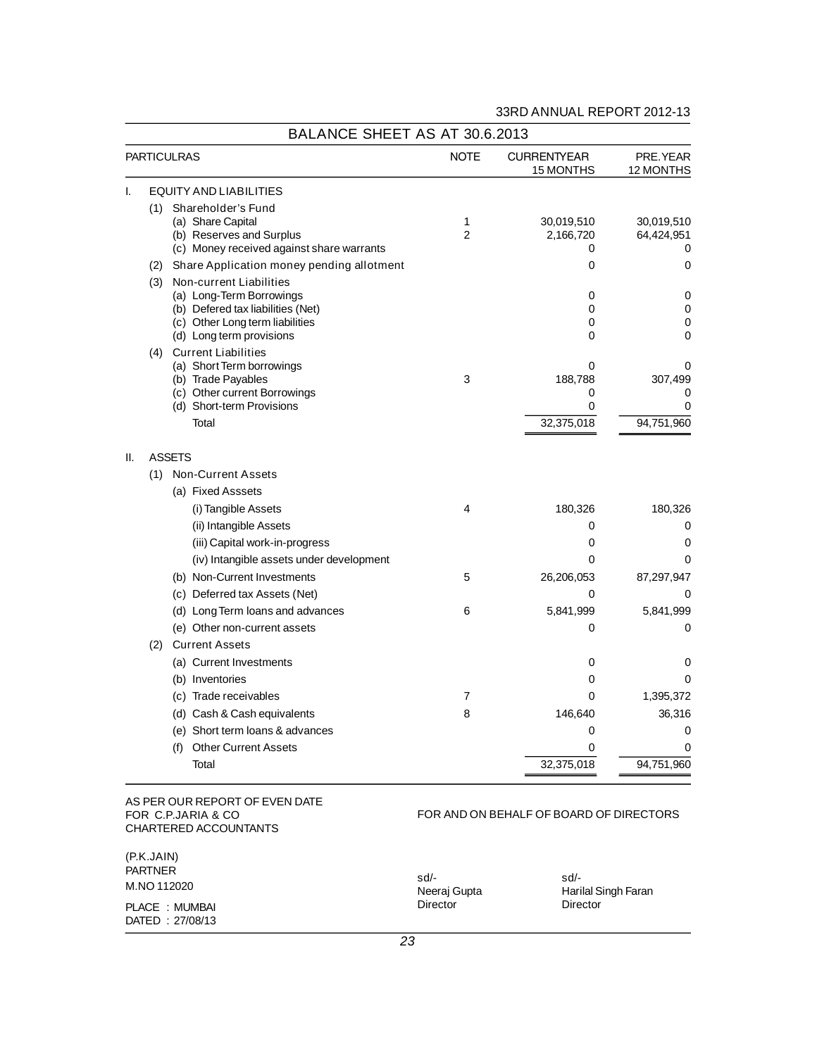# BALANCE SHEET AS AT 30.6.2013

| PARTICULRAS | NOTE | CURRENTYEAR 15 MONTHS | PRE.YEAR 12 MONTHS |
|---|---|---|---|
| **I. EQUITY AND LIABILITIES** | | | |
| (1) Shareholder's Fund | | | |
| (a) Share Capital | 1 | 30,019,510 | 30,019,510 |
| (b) Reserves and Surplus | 2 | 2,166,720 | 64,424,951 |
| (c) Money received against share warrants | | 0 | 0 |
| (2) Share Application money pending allotment | | 0 | 0 |
| (3) Non-current Liabilities | | | |
| (a) Long-Term Borrowings | | 0 | 0 |
| (b) Defered tax liabilities (Net) | | 0 | 0 |
| (c) Other Long term liabilities | | 0 | 0 |
| (d) Long term provisions | | 0 | 0 |
| (4) Current Liabilities | | | |
| (a) Short Term borrowings | | 0 | 0 |
| (b) Trade Payables | 3 | 188,788 | 307,499 |
| (c) Other current Borrowings | | 0 | 0 |
| (d) Short-term Provisions | | 0 | 0 |
| Total | | 32,375,018 | 94,751,960 |
| **II. ASSETS** | | | |
| (1) Non-Current Assets | | | |
| (a) Fixed Asssets | | | |
| (i) Tangible Assets | 4 | 180,326 | 180,326 |
| (ii) Intangible Assets | | 0 | 0 |
| (iii) Capital work-in-progress | | 0 | 0 |
| (iv) Intangible assets under development | | 0 | 0 |
| (b) Non-Current Investments | 5 | 26,206,053 | 87,297,947 |
| (c) Deferred tax Assets (Net) | | 0 | 0 |
| (d) Long Term loans and advances | 6 | 5,841,999 | 5,841,999 |
| (e) Other non-current assets | | 0 | 0 |
| (2) Current Assets | | | |
| (a) Current Investments | | 0 | 0 |
| (b) Inventories | | 0 | 0 |
| (c) Trade receivables | 7 | 0 | 1,395,372 |
| (d) Cash & Cash equivalents | 8 | 146,640 | 36,316 |
| (e) Short term loans & advances | | 0 | 0 |
| (f) Other Current Assets | | 0 | 0 |
| Total | | 32,375,018 | 94,751,960 |

AS PER OUR REPORT OF EVEN DATE
FOR C.P.JARIA & CO
CHARTERED ACCOUNTANTS

(P.K.JAIN)
PARTNER
M.NO 112020

PLACE : MUMBAI
DATED : 27/08/13

FOR AND ON BEHALF OF BOARD OF DIRECTORS

sd/-
Neeraj Gupta
Director

sd/-
Harilal Singh Faran
Director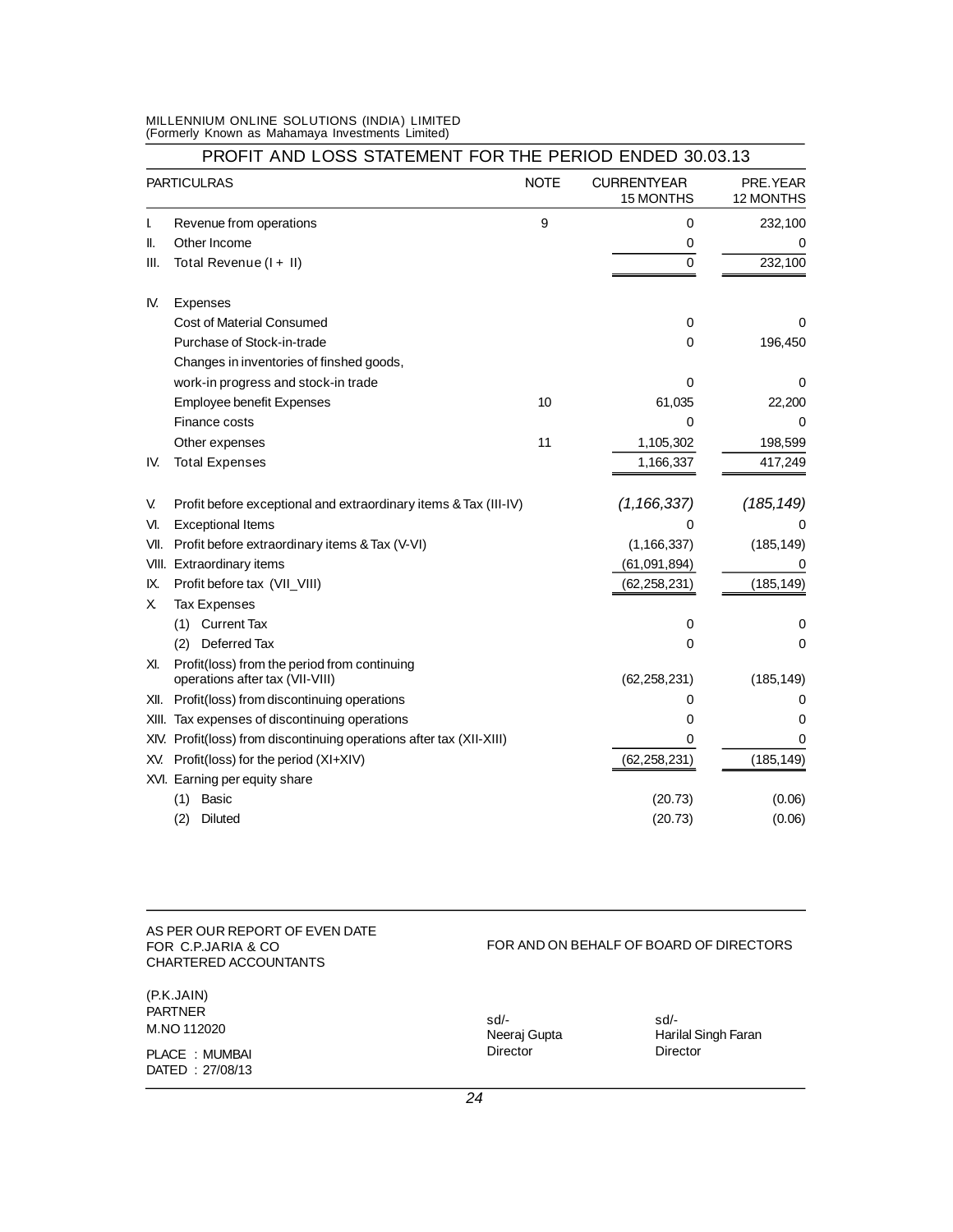MILLENNIUM ONLINE SOLUTIONS (INDIA) LIMITED
(Formerly Known as Mahamaya Investments Limited)

## PROFIT AND LOSS STATEMENT FOR THE PERIOD ENDED 30.03.13

| | PARTICULRAS | NOTE | CURRENTYEAR 15 MONTHS | PRE.YEAR 12 MONTHS |
|---|---|---|---|---|
| I. | Revenue from operations | 9 | 0 | 232,100 |
| II. | Other Income | | 0 | 0 |
| III. | Total Revenue (I + II) | | 0 | 232,100 |
| IV. | Expenses | | | |
| | Cost of Material Consumed | | 0 | 0 |
| | Purchase of Stock-in-trade | | 0 | 196,450 |
| | Changes in inventories of finshed goods, work-in progress and stock-in trade | | 0 | 0 |
| | Employee benefit Expenses | 10 | 61,035 | 22,200 |
| | Finance costs | | 0 | 0 |
| | Other expenses | 11 | 1,105,302 | 198,599 |
| IV. | Total Expenses | | 1,166,337 | 417,249 |
| V. | Profit before exceptional and extraordinary items & Tax (III-IV) | | *(1,166,337)* | *(185,149)* |
| VI. | Exceptional Items | | 0 | 0 |
| VII. | Profit before extraordinary items & Tax (V-VI) | | (1,166,337) | (185,149) |
| VIII. | Extraordinary items | | (61,091,894) | 0 |
| IX. | Profit before tax (VII_VIII) | | (62,258,231) | (185,149) |
| X. | Tax Expenses | | | |
| | (1) Current Tax | | 0 | 0 |
| | (2) Deferred Tax | | 0 | 0 |
| XI. | Profit(loss) from the period from continuing operations after tax (VII-VIII) | | (62,258,231) | (185,149) |
| XII. | Profit(loss) from discontinuing operations | | 0 | 0 |
| XIII. | Tax expenses of discontinuing operations | | 0 | 0 |
| XIV. | Profit(loss) from discontinuing operations after tax (XII-XIII) | | 0 | 0 |
| XV. | Profit(loss) for the period (XI+XIV) | | (62,258,231) | (185,149) |
| XVI. | Earning per equity share | | | |
| | (1) Basic | | (20.73) | (0.06) |
| | (2) Diluted | | (20.73) | (0.06) |

AS PER OUR REPORT OF EVEN DATE
FOR C.P.JARIA & CO
CHARTERED ACCOUNTANTS

FOR AND ON BEHALF OF BOARD OF DIRECTORS

(P.K.JAIN)
PARTNER
M.NO 112020

PLACE : MUMBAI
DATED : 27/08/13

sd/-
Neeraj Gupta
Director

sd/-
Harilal Singh Faran
Director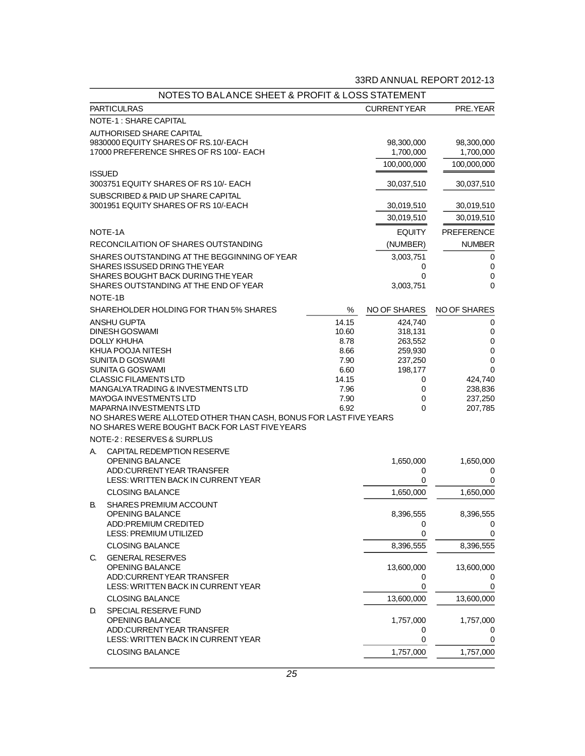## NOTES TO BALANCE SHEET & PROFIT & LOSS STATEMENT

| PARTICULRAS | | CURRENT YEAR | PRE. YEAR |
|---|---|---|---|
| **NOTE-1 : SHARE CAPITAL** | | | |
| AUTHORISED SHARE CAPITAL | | | |
| 9830000 EQUITY SHARES OF RS.10/-EACH | | 98,300,000 | 98,300,000 |
| 17000 PREFERENCE SHRES OF RS 100/- EACH | | 1,700,000 | 1,700,000 |
| | | 100,000,000 | 100,000,000 |
| ISSUED | | | |
| 3003751 EQUITY SHARES OF RS 10/- EACH | | 30,037,510 | 30,037,510 |
| SUBSCRIBED & PAID UP SHARE CAPITAL | | | |
| 3001951 EQUITY SHARES OF RS 10/-EACH | | 30,019,510 | 30,019,510 |
| | | 30,019,510 | 30,019,510 |
| **NOTE-1A** | | EQUITY | PREFERENCE |
| RECONCILAITION OF SHARES OUTSTANDING | | (NUMBER) | NUMBER |
| SHARES OUTSTANDING AT THE BEGGINNING OF YEAR | | 3,003,751 | 0 |
| SHARES ISSUSED DRING THE YEAR | | 0 | 0 |
| SHARES BOUGHT BACK DURING THE YEAR | | 0 | 0 |
| SHARES OUTSTANDING AT THE END OF YEAR | | 3,003,751 | 0 |
| **NOTE-1B** | | | |
| SHAREHOLDER HOLDING FOR THAN 5% SHARES | % | NO OF SHARES | NO OF SHARES |
| ANSHU GUPTA | 14.15 | 424,740 | 0 |
| DINESH GOSWAMI | 10.60 | 318,131 | 0 |
| DOLLY KHUHA | 8.78 | 263,552 | 0 |
| KHUA POOJA NITESH | 8.66 | 259,930 | 0 |
| SUNITA D GOSWAMI | 7.90 | 237,250 | 0 |
| SUNITA G GOSWAMI | 6.60 | 198,177 | 0 |
| CLASSIC FILAMENTS LTD | 14.15 | 0 | 424,740 |
| MANGALYA TRADING & INVESTMENTS LTD | 7.96 | 0 | 238,836 |
| MAYOGA INVESTMENTS LTD | 7.90 | 0 | 237,250 |
| MAPARNA INVESTMENTS LTD | 6.92 | 0 | 207,785 |

NO SHARES WERE ALLOTED OTHER THAN CASH, BONUS FOR LAST FIVE YEARS
NO SHARES WERE BOUGHT BACK FOR LAST FIVE YEARS

**NOTE-2 : RESERVES & SURPLUS**

| | PARTICULRAS | CURRENT YEAR | PRE. YEAR |
|---|---|---|---|
| A. | CAPITAL REDEMPTION RESERVE | | |
| | OPENING BALANCE | 1,650,000 | 1,650,000 |
| | ADD:CURRENT YEAR TRANSFER | 0 | 0 |
| | LESS: WRITTEN BACK IN CURRENT YEAR | 0 | 0 |
| | CLOSING BALANCE | 1,650,000 | 1,650,000 |
| B. | SHARES PREMIUM ACCOUNT | | |
| | OPENING BALANCE | 8,396,555 | 8,396,555 |
| | ADD:PREMIUM CREDITED | 0 | 0 |
| | LESS: PREMIUM UTILIZED | 0 | 0 |
| | CLOSING BALANCE | 8,396,555 | 8,396,555 |
| C. | GENERAL RESERVES | | |
| | OPENING BALANCE | 13,600,000 | 13,600,000 |
| | ADD:CURRENT YEAR TRANSFER | 0 | 0 |
| | LESS: WRITTEN BACK IN CURRENT YEAR | 0 | 0 |
| | CLOSING BALANCE | 13,600,000 | 13,600,000 |
| D. | SPECIAL RESERVE FUND | | |
| | OPENING BALANCE | 1,757,000 | 1,757,000 |
| | ADD:CURRENT YEAR TRANSFER | 0 | 0 |
| | LESS: WRITTEN BACK IN CURRENT YEAR | 0 | 0 |
| | CLOSING BALANCE | 1,757,000 | 1,757,000 |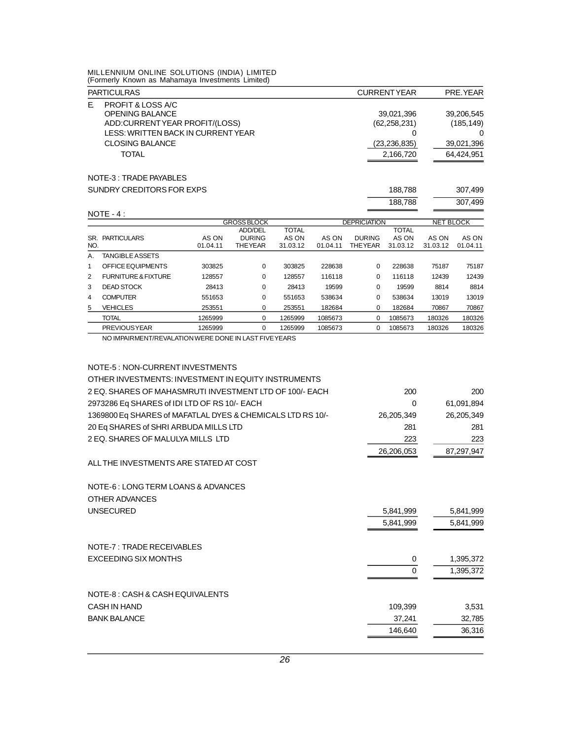MILLENNIUM ONLINE SOLUTIONS (INDIA) LIMITED
(Formerly Known as Mahamaya Investments Limited)

| | PARTICULRAS | CURRENT YEAR | PRE. YEAR |
|---|---|---|---|
| E. | PROFIT & LOSS A/C | | |
| | OPENING BALANCE | 39,021,396 | 39,206,545 |
| | ADD:CURRENT YEAR PROFIT/(LOSS) | (62,258,231) | (185,149) |
| | LESS: WRITTEN BACK IN CURRENT YEAR | 0 | 0 |
| | CLOSING BALANCE | (23,236,835) | 39,021,396 |
| | TOTAL | 2,166,720 | 64,424,951 |

NOTE-3 : TRADE PAYABLES

| | CURRENT YEAR | PRE. YEAR |
|---|---|---|
| SUNDRY CREDITORS FOR EXPS | 188,788 | 307,499 |
| | 188,788 | 307,499 |

NOTE - 4 :

| | | GROSS BLOCK | | | DEPRICIATION | | | NET BLOCK | |
|---|---|---|---|---|---|---|---|---|---|
| SR. NO. | PARTICULARS | AS ON 01.04.11 | ADD/DEL DURING THE YEAR | TOTAL AS ON 31.03.12 | AS ON 01.04.11 | DURING THE YEAR | TOTAL AS ON 31.03.12 | AS ON 31.03.12 | AS ON 01.04.11 |
| A. | TANGIBLE ASSETS | | | | | | | | |
| 1 | OFFICE EQUIPMENTS | 303825 | 0 | 303825 | 228638 | 0 | 228638 | 75187 | 75187 |
| 2 | FURNITURE & FIXTURE | 128557 | 0 | 128557 | 116118 | 0 | 116118 | 12439 | 12439 |
| 3 | DEAD STOCK | 28413 | 0 | 28413 | 19599 | 0 | 19599 | 8814 | 8814 |
| 4 | COMPUTER | 551653 | 0 | 551653 | 538634 | 0 | 538634 | 13019 | 13019 |
| 5 | VEHICLES | 253551 | 0 | 253551 | 182684 | 0 | 182684 | 70867 | 70867 |
| | TOTAL | 1265999 | 0 | 1265999 | 1085673 | 0 | 1085673 | 180326 | 180326 |
| | PREVIOUS YEAR | 1265999 | 0 | 1265999 | 1085673 | 0 | 1085673 | 180326 | 180326 |

NO IMPAIRMENT/REVALATION WERE DONE IN LAST FIVE YEARS

NOTE-5 : NON-CURRENT INVESTMENTS

OTHER INVESTMENTS: INVESTMENT IN EQUITY INSTRUMENTS

| | CURRENT YEAR | PRE. YEAR |
|---|---|---|
| 2 EQ. SHARES OF MAHASMRUTI INVESTMENT LTD OF 100/- EACH | 200 | 200 |
| 2973286 Eq SHARES of IDI LTD OF RS 10/- EACH | 0 | 61,091,894 |
| 1369800 Eq SHARES of MAFATLAL DYES & CHEMICALS LTD RS 10/- | 26,205,349 | 26,205,349 |
| 20 Eq SHARES of SHRI ARBUDA MILLS LTD | 281 | 281 |
| 2 EQ. SHARES OF MALULYA MILLS LTD | 223 | 223 |
| | 26,206,053 | 87,297,947 |

ALL THE INVESTMENTS ARE STATED AT COST

NOTE-6 : LONG TERM LOANS & ADVANCES

OTHER ADVANCES

| | CURRENT YEAR | PRE. YEAR |
|---|---|---|
| UNSECURED | 5,841,999 | 5,841,999 |
| | 5,841,999 | 5,841,999 |

NOTE-7 : TRADE RECEIVABLES

| | CURRENT YEAR | PRE. YEAR |
|---|---|---|
| EXCEEDING SIX MONTHS | 0 | 1,395,372 |
| | 0 | 1,395,372 |

NOTE-8 : CASH & CASH EQUIVALENTS

| | CURRENT YEAR | PRE. YEAR |
|---|---|---|
| CASH IN HAND | 109,399 | 3,531 |
| BANK BALANCE | 37,241 | 32,785 |
| | 146,640 | 36,316 |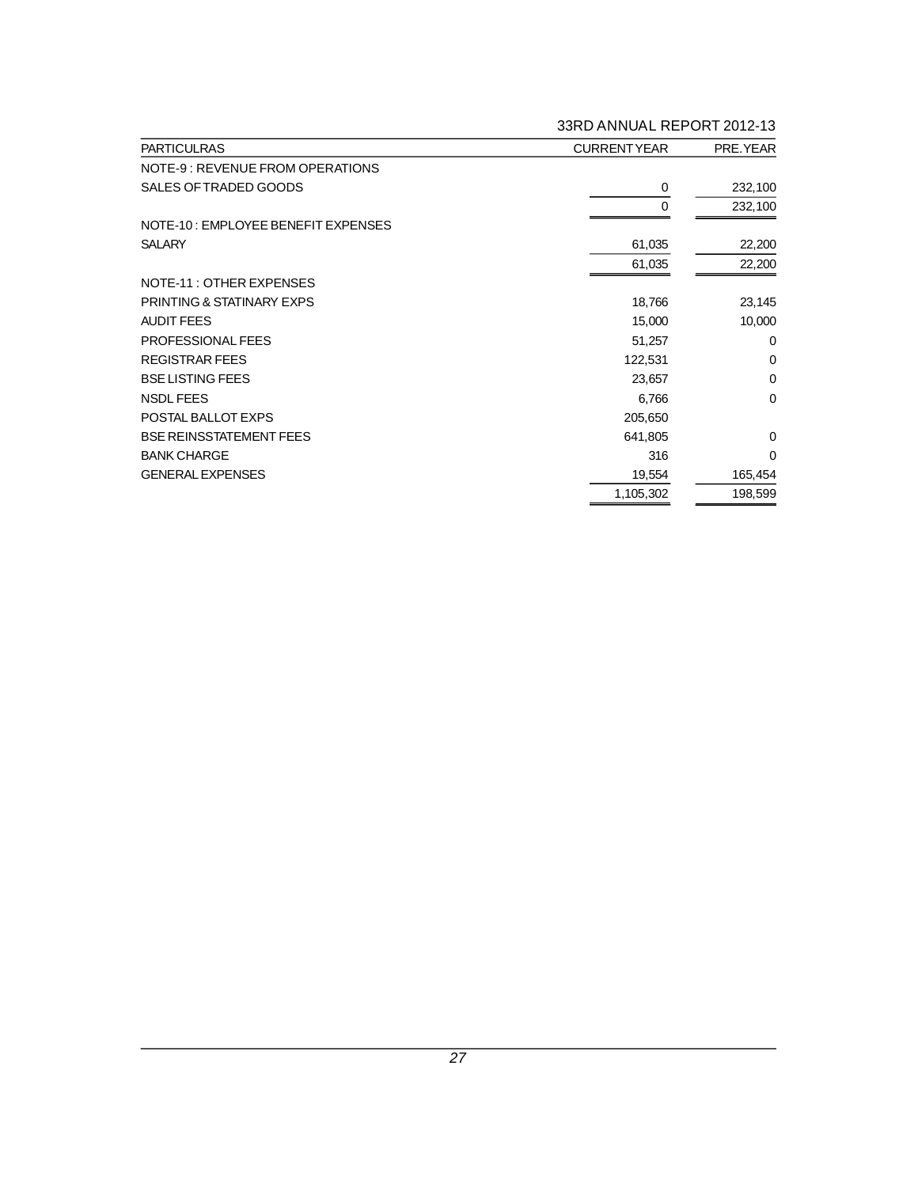| PARTICULRAS | CURRENT YEAR | PRE. YEAR |
|---|---|---|
| NOTE-9 : REVENUE FROM OPERATIONS | | |
| SALES OF TRADED GOODS | 0 | 232,100 |
| | 0 | 232,100 |
| NOTE-10 : EMPLOYEE BENEFIT EXPENSES | | |
| SALARY | 61,035 | 22,200 |
| | 61,035 | 22,200 |
| NOTE-11 : OTHER EXPENSES | | |
| PRINTING & STATINARY EXPS | 18,766 | 23,145 |
| AUDIT FEES | 15,000 | 10,000 |
| PROFESSIONAL FEES | 51,257 | 0 |
| REGISTRAR FEES | 122,531 | 0 |
| BSE LISTING FEES | 23,657 | 0 |
| NSDL FEES | 6,766 | 0 |
| POSTAL BALLOT EXPS | 205,650 | |
| BSE REINSSTATEMENT FEES | 641,805 | 0 |
| BANK CHARGE | 316 | 0 |
| GENERAL EXPENSES | 19,554 | 165,454 |
| | 1,105,302 | 198,599 |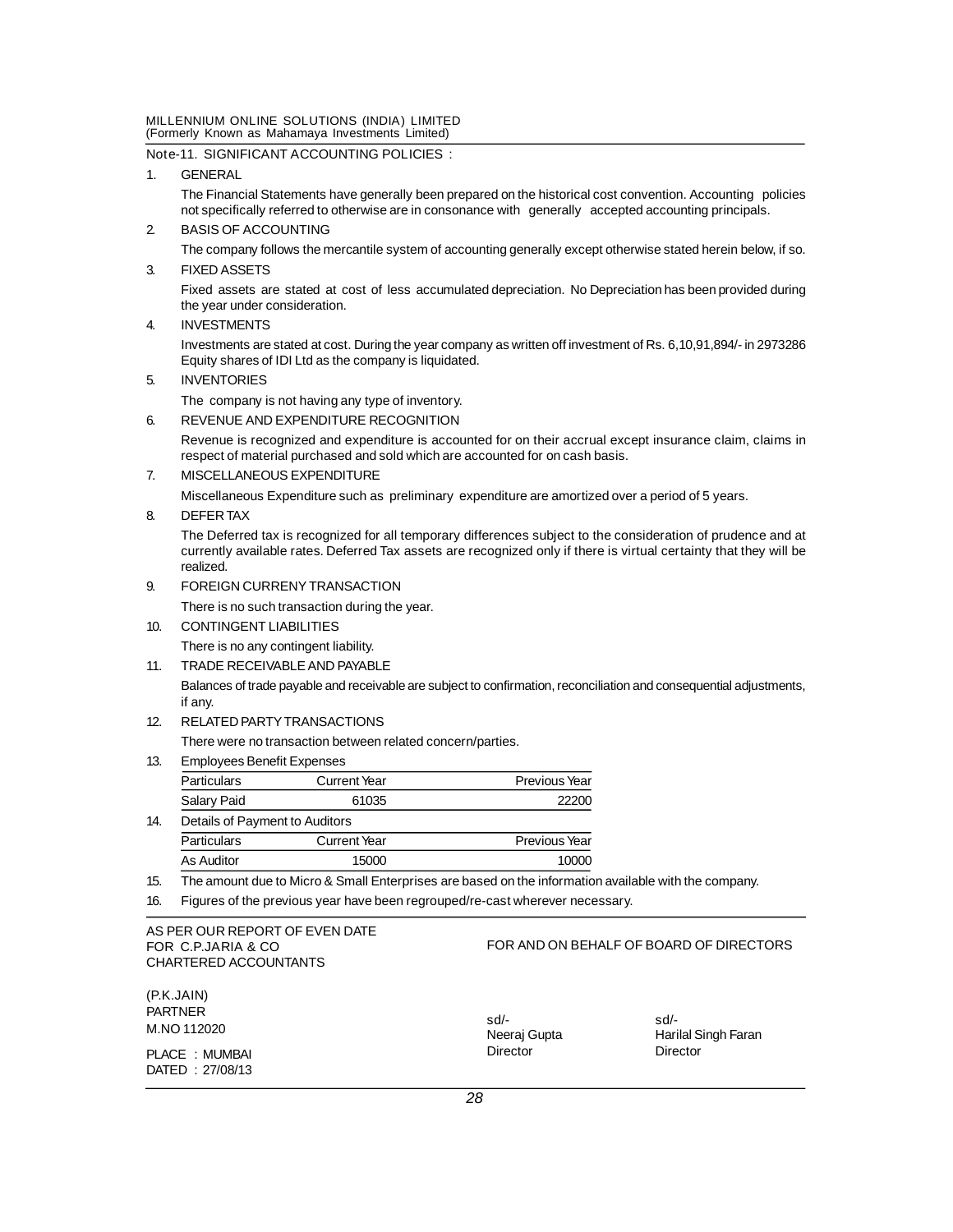Note-11. SIGNIFICANT ACCOUNTING POLICIES :

1. GENERAL

   The Financial Statements have generally been prepared on the historical cost convention. Accounting policies not specifically referred to otherwise are in consonance with generally accepted accounting principals.

2. BASIS OF ACCOUNTING

   The company follows the mercantile system of accounting generally except otherwise stated herein below, if so.

3. FIXED ASSETS

   Fixed assets are stated at cost of less accumulated depreciation. No Depreciation has been provided during the year under consideration.

4. INVESTMENTS

   Investments are stated at cost. During the year company as written off investment of Rs. 6,10,91,894/- in 2973286 Equity shares of IDI Ltd as the company is liquidated.

5. INVENTORIES

   The company is not having any type of inventory.

6. REVENUE AND EXPENDITURE RECOGNITION

   Revenue is recognized and expenditure is accounted for on their accrual except insurance claim, claims in respect of material purchased and sold which are accounted for on cash basis.

7. MISCELLANEOUS EXPENDITURE

   Miscellaneous Expenditure such as preliminary expenditure are amortized over a period of 5 years.

8. DEFER TAX

   The Deferred tax is recognized for all temporary differences subject to the consideration of prudence and at currently available rates. Deferred Tax assets are recognized only if there is virtual certainty that they will be realized.

9. FOREIGN CURRENY TRANSACTION

   There is no such transaction during the year.

10. CONTINGENT LIABILITIES

    There is no any contingent liability.

11. TRADE RECEIVABLE AND PAYABLE

    Balances of trade payable and receivable are subject to confirmation, reconciliation and consequential adjustments, if any.

12. RELATED PARTY TRANSACTIONS

    There were no transaction between related concern/parties.

13. Employees Benefit Expenses

| Particulars | Current Year | Previous Year |
|---|---|---|
| Salary Paid | 61035 | 22200 |

14. Details of Payment to Auditors

| Particulars | Current Year | Previous Year |
|---|---|---|
| As Auditor | 15000 | 10000 |

15. The amount due to Micro & Small Enterprises are based on the information available with the company.

16. Figures of the previous year have been regrouped/re-cast wherever necessary.

AS PER OUR REPORT OF EVEN DATE
FOR C.P.JARIA & CO
CHARTERED ACCOUNTANTS

FOR AND ON BEHALF OF BOARD OF DIRECTORS

(P.K.JAIN)
PARTNER
M.NO 112020

PLACE : MUMBAI
DATED : 27/08/13

sd/-
Neeraj Gupta
Director

sd/-
Harilal Singh Faran
Director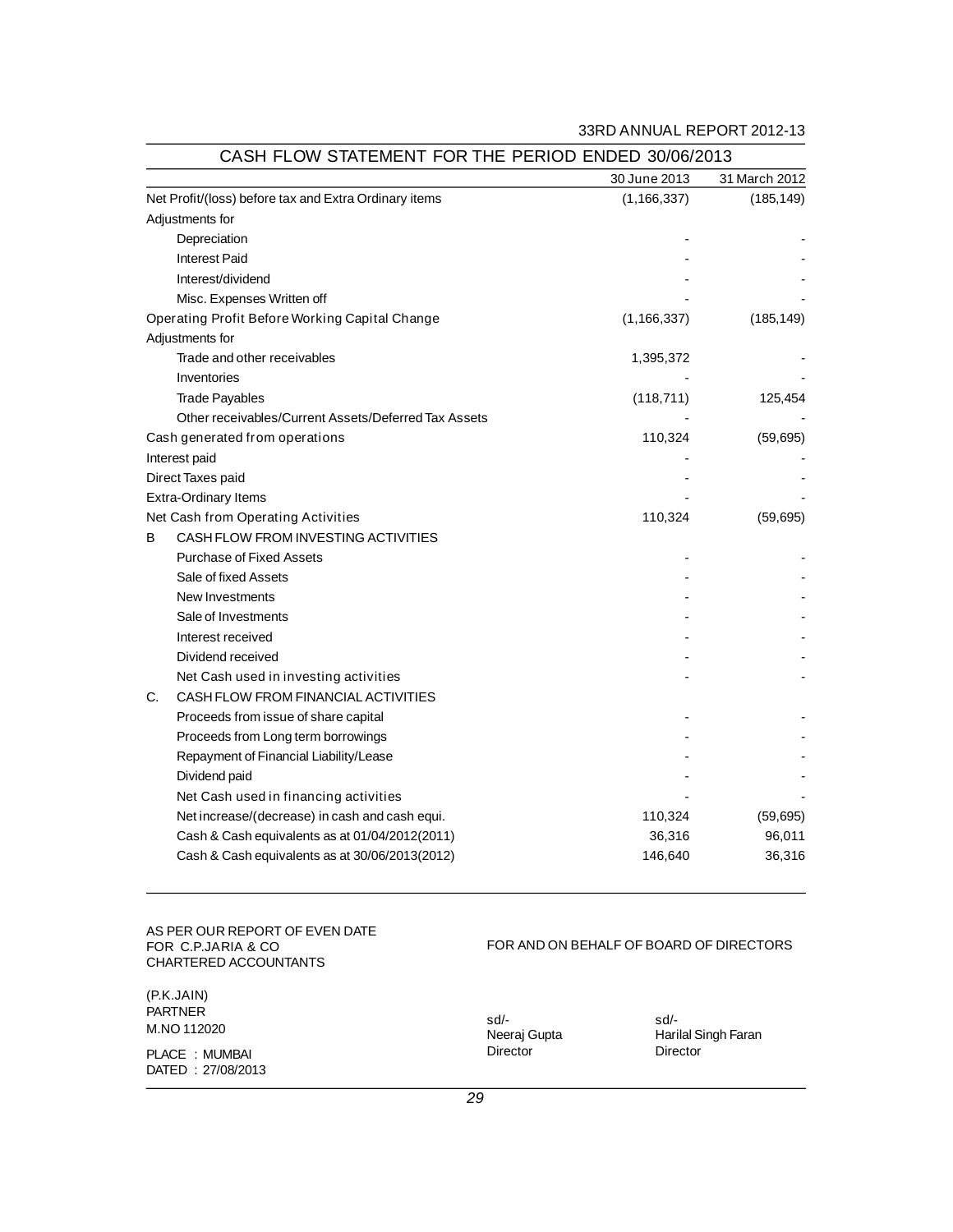# CASH FLOW STATEMENT FOR THE PERIOD ENDED 30/06/2013

| | | 30 June 2013 | 31 March 2012 |
|---|---|---|---|
| Net Profit/(loss) before tax and Extra Ordinary items | | (1,166,337) | (185,149) |
| Adjustments for | | | |
| | Depreciation | - | - |
| | Interest Paid | - | - |
| | Interest/dividend | - | - |
| | Misc. Expenses Written off | - | - |
| Operating Profit Before Working Capital Change | | (1,166,337) | (185,149) |
| Adjustments for | | | |
| | Trade and other receivables | 1,395,372 | - |
| | Inventories | - | - |
| | Trade Payables | (118,711) | 125,454 |
| | Other receivables/Current Assets/Deferred Tax Assets | - | - |
| Cash generated from operations | | 110,324 | (59,695) |
| Interest paid | | - | - |
| Direct Taxes paid | | - | - |
| Extra-Ordinary Items | | - | - |
| Net Cash from Operating Activities | | 110,324 | (59,695) |
| B | CASH FLOW FROM INVESTING ACTIVITIES | | |
| | Purchase of Fixed Assets | - | - |
| | Sale of fixed Assets | - | - |
| | New Investments | - | - |
| | Sale of Investments | - | - |
| | Interest received | - | - |
| | Dividend received | - | - |
| | Net Cash used in investing activities | - | - |
| C. | CASH FLOW FROM FINANCIAL ACTIVITIES | | |
| | Proceeds from issue of share capital | - | - |
| | Proceeds from Long term borrowings | - | - |
| | Repayment of Financial Liability/Lease | - | - |
| | Dividend paid | - | - |
| | Net Cash used in financing activities | - | - |
| | Net increase/(decrease) in cash and cash equi. | 110,324 | (59,695) |
| | Cash & Cash equivalents as at 01/04/2012(2011) | 36,316 | 96,011 |
| | Cash & Cash equivalents as at 30/06/2013(2012) | 146,640 | 36,316 |

AS PER OUR REPORT OF EVEN DATE
FOR C.P.JARIA & CO
CHARTERED ACCOUNTANTS

(P.K.JAIN)
PARTNER
M.NO 112020

PLACE : MUMBAI
DATED : 27/08/2013

FOR AND ON BEHALF OF BOARD OF DIRECTORS

sd/-
Neeraj Gupta
Director

sd/-
Harilal Singh Faran
Director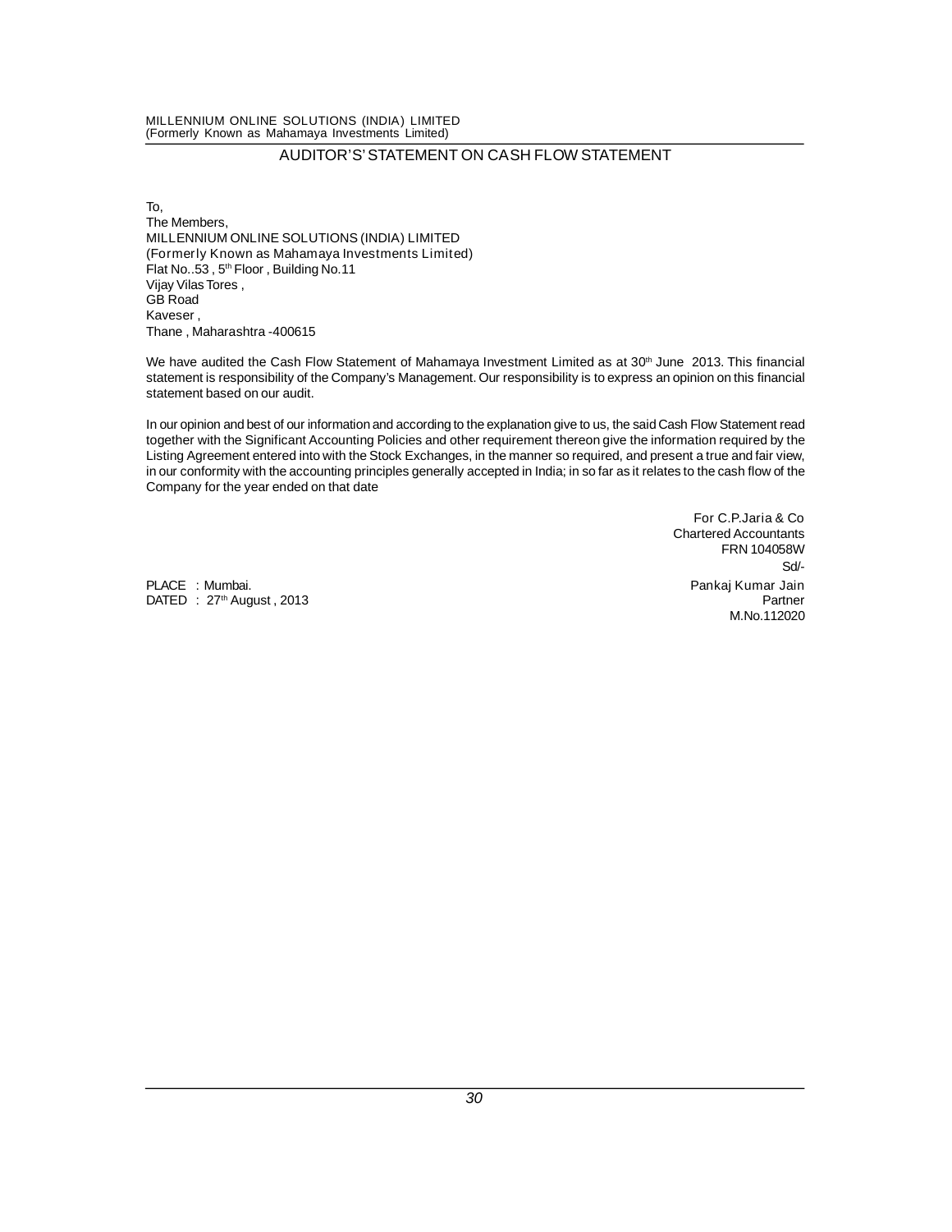# AUDITOR'S' STATEMENT ON CASH FLOW STATEMENT

To,
The Members,
MILLENNIUM ONLINE SOLUTIONS (INDIA) LIMITED
(Formerly Known as Mahamaya Investments Limited)
Flat No..53 , 5th Floor , Building No.11
Vijay Vilas Tores ,
GB Road
Kaveser ,
Thane , Maharashtra -400615

We have audited the Cash Flow Statement of Mahamaya Investment Limited as at 30th June 2013. This financial statement is responsibility of the Company's Management. Our responsibility is to express an opinion on this financial statement based on our audit.

In our opinion and best of our information and according to the explanation give to us, the said Cash Flow Statement read together with the Significant Accounting Policies and other requirement thereon give the information required by the Listing Agreement entered into with the Stock Exchanges, in the manner so required, and present a true and fair view, in our conformity with the accounting principles generally accepted in India; in so far as it relates to the cash flow of the Company for the year ended on that date

For C.P.Jaria & Co
Chartered Accountants
FRN 104058W
Sd/-
Pankaj Kumar Jain
Partner
M.No.112020

PLACE : Mumbai.
DATED : 27th August , 2013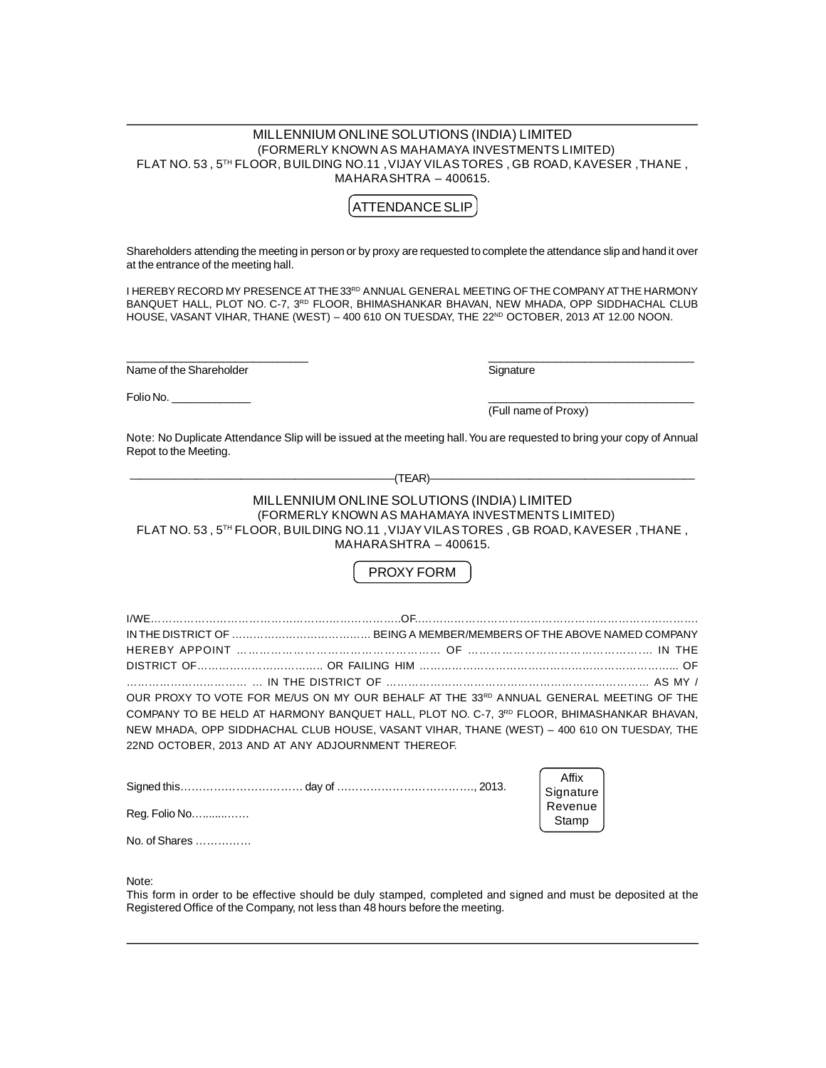MILLENNIUM ONLINE SOLUTIONS (INDIA) LIMITED
(FORMERLY KNOWN AS MAHAMAYA INVESTMENTS LIMITED)
FLAT NO. 53 , 5TH FLOOR, BUILDING NO.11 ,VIJAY VILAS TORES , GB ROAD, KAVESER ,THANE , MAHARASHTRA – 400615.

## ATTENDANCE SLIP

Shareholders attending the meeting in person or by proxy are requested to complete the attendance slip and hand it over at the entrance of the meeting hall.

I HEREBY RECORD MY PRESENCE AT THE 33RD ANNUAL GENERAL MEETING OF THE COMPANY AT THE HARMONY BANQUET HALL, PLOT NO. C-7, 3RD FLOOR, BHIMASHANKAR BHAVAN, NEW MHADA, OPP SIDDHACHAL CLUB HOUSE, VASANT VIHAR, THANE (WEST) – 400 610 ON TUESDAY, THE 22ND OCTOBER, 2013 AT 12.00 NOON.

___________________________ Name of the Shareholder

_______________________________ Signature

Folio No. ____________

_______________________________ (Full name of Proxy)

Note: No Duplicate Attendance Slip will be issued at the meeting hall. You are requested to bring your copy of Annual Repot to the Meeting.

————————————————————(TEAR)————————————————————

MILLENNIUM ONLINE SOLUTIONS (INDIA) LIMITED
(FORMERLY KNOWN AS MAHAMAYA INVESTMENTS LIMITED)
FLAT NO. 53 , 5TH FLOOR, BUILDING NO.11 ,VIJAY VILAS TORES , GB ROAD, KAVESER ,THANE , MAHARASHTRA – 400615.

## PROXY FORM

I/WE……………………………………………………………OF………………………………………………………………… IN THE DISTRICT OF ………………………………… BEING A MEMBER/MEMBERS OF THE ABOVE NAMED COMPANY HEREBY APPOINT ……………………………………………… OF ………………………………………… IN THE DISTRICT OF……………………………… OR FAILING HIM …………………………………………………………….... OF …………………………… ... IN THE DISTRICT OF …………………………………………………………… AS MY / OUR PROXY TO VOTE FOR ME/US ON MY OUR BEHALF AT THE 33RD ANNUAL GENERAL MEETING OF THE COMPANY TO BE HELD AT HARMONY BANQUET HALL, PLOT NO. C-7, 3RD FLOOR, BHIMASHANKAR BHAVAN, NEW MHADA, OPP SIDDHACHAL CLUB HOUSE, VASANT VIHAR, THANE (WEST) – 400 610 ON TUESDAY, THE 22ND OCTOBER, 2013 AND AT ANY ADJOURNMENT THEREOF.

Signed this…………………………… day of ………………………………., 2013.

Reg. Folio No…........……

No. of Shares ……………

Affix Signature Revenue Stamp

Note:
This form in order to be effective should be duly stamped, completed and signed and must be deposited at the Registered Office of the Company, not less than 48 hours before the meeting.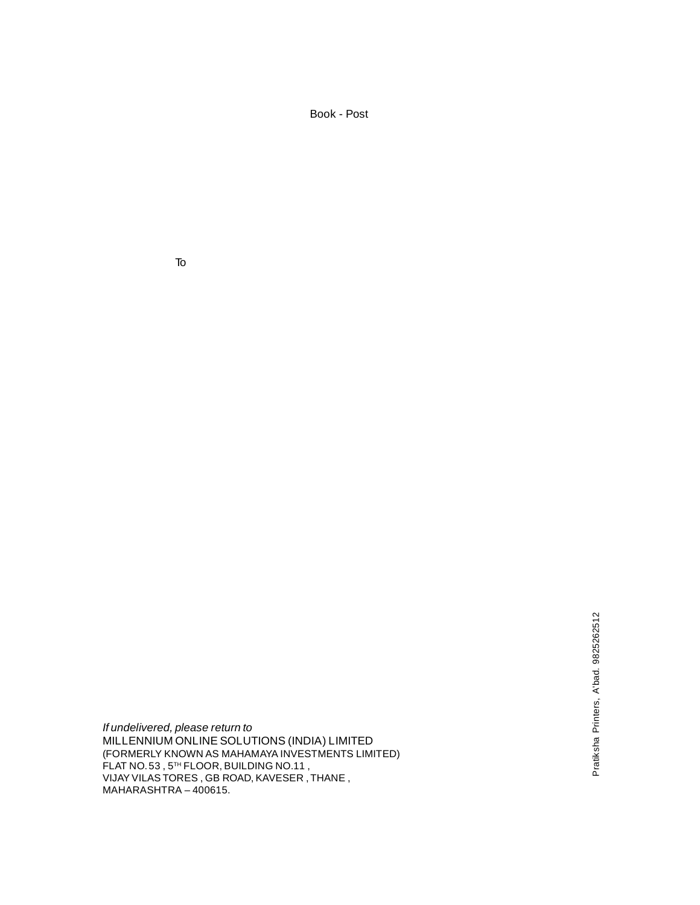Book - Post

To

*If undelivered, please return to*
MILLENNIUM ONLINE SOLUTIONS (INDIA) LIMITED
(FORMERLY KNOWN AS MAHAMAYA INVESTMENTS LIMITED)
FLAT NO. 53 , 5TH FLOOR, BUILDING NO.11 ,
VIJAY VILAS TORES , GB ROAD, KAVESER , THANE ,
MAHARASHTRA – 400615.

Pratiksha Printers, A'bad. 9825262512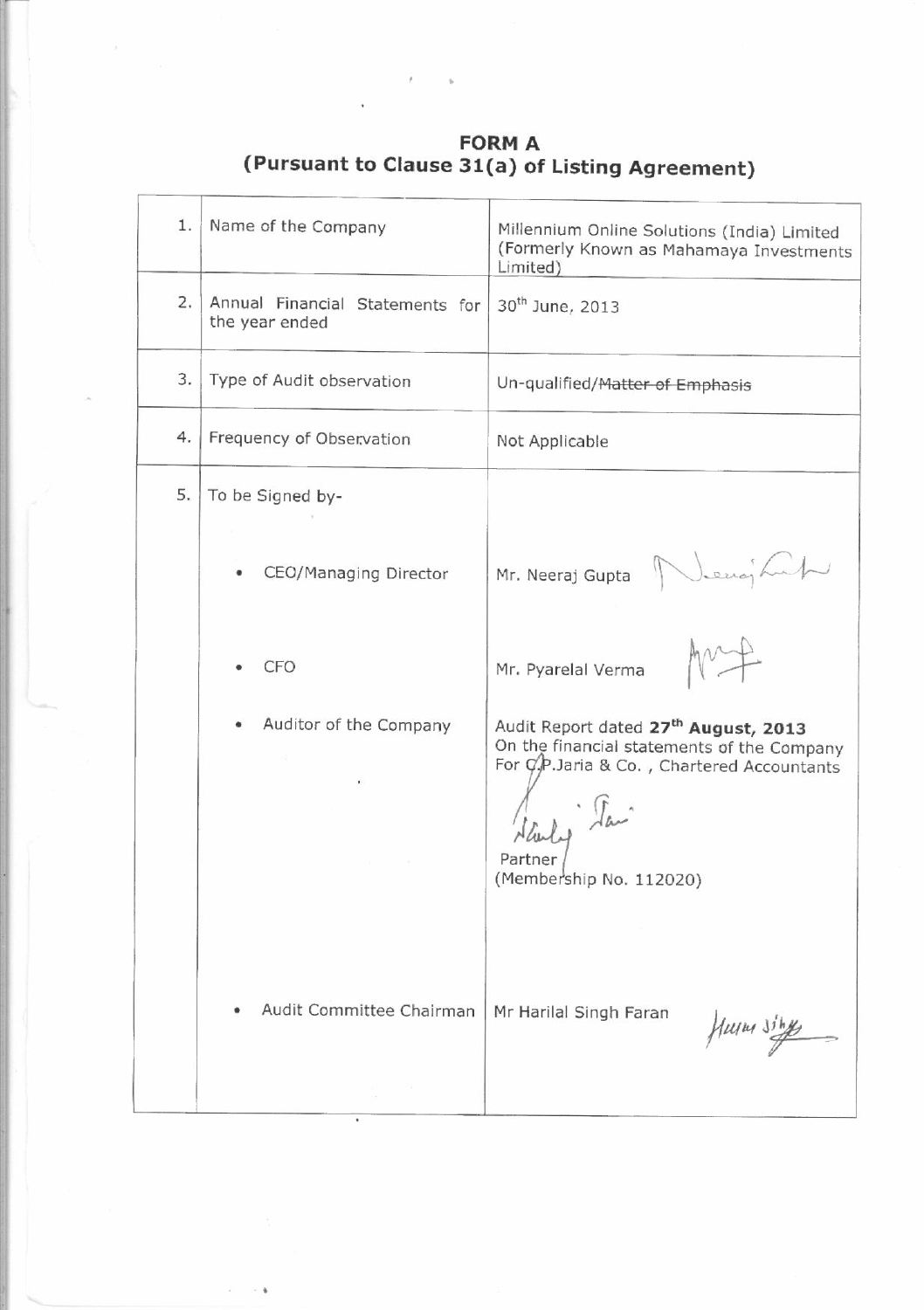# FORM A
## (Pursuant to Clause 31(a) of Listing Agreement)

| | | |
|---|---|---|
| 1. | Name of the Company | Millennium Online Solutions (India) Limited (Formerly Known as Mahamaya Investments Limited) |
| 2. | Annual Financial Statements for the year ended | 30th June, 2013 |
| 3. | Type of Audit observation | Un-qualified/~~Matter of Emphasis~~ |
| 4. | Frequency of Observation | Not Applicable |
| 5. | To be Signed by- | |
| | • CEO/Managing Director | Mr. Neeraj Gupta |
| | • CFO | Mr. Pyarelal Verma |
| | • Auditor of the Company | Audit Report dated **27th August, 2013** On the financial statements of the Company For C.P.Jaria & Co. , Chartered Accountants<br><br>Partner<br>(Membership No. 112020) |
| | • Audit Committee Chairman | Mr Harilal Singh Faran |